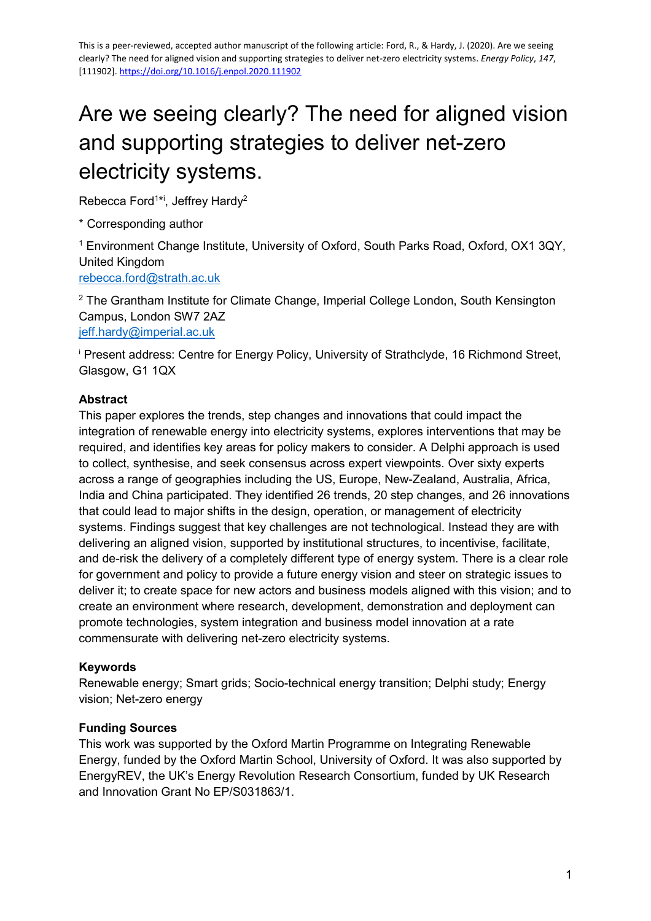This is a peer-reviewed, accepted author manuscript of the following article: Ford, R., & Hardy, J. (2020). Are we seeing clearly? The need for aligned vision and supporting strategies to deliver net-zero electricity systems. *Energy Policy*, *147*, [111902]. https://doi.org/10.1016/j.enpol.2020.111902

# Are we seeing clearly? The need for aligned vision and supporting strategies to deliver net-zero electricity systems.

Rebecca Ford[1*i], Jeffrey Hardy[2]

* Corresponding author

[1] Environment Change Institute, University of Oxford, South Parks Road, Oxford, OX1 3QY, United Kingdom
rebecca.ford@strath.ac.uk

[2] The Grantham Institute for Climate Change, Imperial College London, South Kensington Campus, London SW7 2AZ
jeff.hardy@imperial.ac.uk

[i] Present address: Centre for Energy Policy, University of Strathclyde, 16 Richmond Street, Glasgow, G1 1QX

**Abstract**

This paper explores the trends, step changes and innovations that could impact the integration of renewable energy into electricity systems, explores interventions that may be required, and identifies key areas for policy makers to consider. A Delphi approach is used to collect, synthesise, and seek consensus across expert viewpoints. Over sixty experts across a range of geographies including the US, Europe, New-Zealand, Australia, Africa, India and China participated. They identified 26 trends, 20 step changes, and 26 innovations that could lead to major shifts in the design, operation, or management of electricity systems. Findings suggest that key challenges are not technological. Instead they are with delivering an aligned vision, supported by institutional structures, to incentivise, facilitate, and de-risk the delivery of a completely different type of energy system. There is a clear role for government and policy to provide a future energy vision and steer on strategic issues to deliver it; to create space for new actors and business models aligned with this vision; and to create an environment where research, development, demonstration and deployment can promote technologies, system integration and business model innovation at a rate commensurate with delivering net-zero electricity systems.

**Keywords**

Renewable energy; Smart grids; Socio-technical energy transition; Delphi study; Energy vision; Net-zero energy

**Funding Sources**

This work was supported by the Oxford Martin Programme on Integrating Renewable Energy, funded by the Oxford Martin School, University of Oxford. It was also supported by EnergyREV, the UK's Energy Revolution Research Consortium, funded by UK Research and Innovation Grant No EP/S031863/1.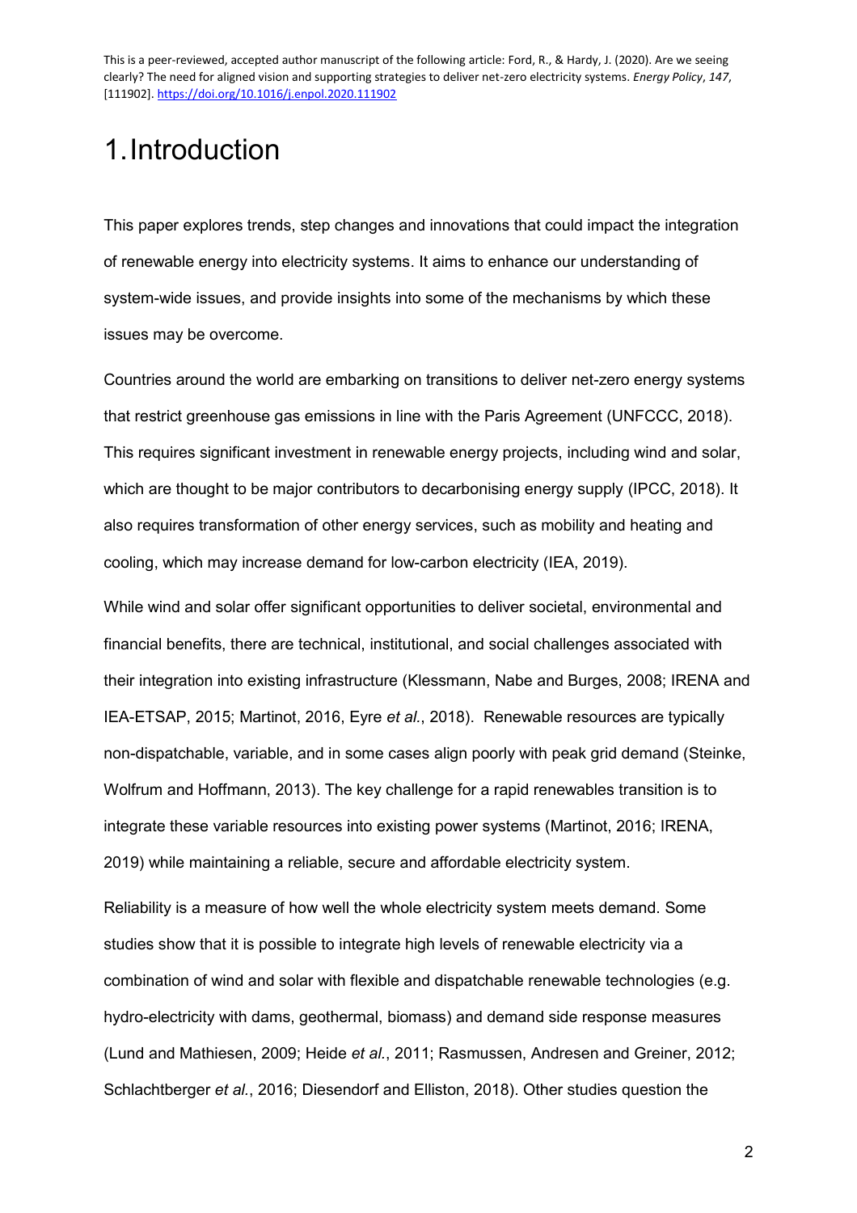# 1. Introduction

This paper explores trends, step changes and innovations that could impact the integration of renewable energy into electricity systems. It aims to enhance our understanding of system-wide issues, and provide insights into some of the mechanisms by which these issues may be overcome.

Countries around the world are embarking on transitions to deliver net-zero energy systems that restrict greenhouse gas emissions in line with the Paris Agreement (UNFCCC, 2018). This requires significant investment in renewable energy projects, including wind and solar, which are thought to be major contributors to decarbonising energy supply (IPCC, 2018). It also requires transformation of other energy services, such as mobility and heating and cooling, which may increase demand for low-carbon electricity (IEA, 2019).

While wind and solar offer significant opportunities to deliver societal, environmental and financial benefits, there are technical, institutional, and social challenges associated with their integration into existing infrastructure (Klessmann, Nabe and Burges, 2008; IRENA and IEA-ETSAP, 2015; Martinot, 2016, Eyre *et al.*, 2018). Renewable resources are typically non-dispatchable, variable, and in some cases align poorly with peak grid demand (Steinke, Wolfrum and Hoffmann, 2013). The key challenge for a rapid renewables transition is to integrate these variable resources into existing power systems (Martinot, 2016; IRENA, 2019) while maintaining a reliable, secure and affordable electricity system.

Reliability is a measure of how well the whole electricity system meets demand. Some studies show that it is possible to integrate high levels of renewable electricity via a combination of wind and solar with flexible and dispatchable renewable technologies (e.g. hydro-electricity with dams, geothermal, biomass) and demand side response measures (Lund and Mathiesen, 2009; Heide *et al.*, 2011; Rasmussen, Andresen and Greiner, 2012; Schlachtberger *et al.*, 2016; Diesendorf and Elliston, 2018). Other studies question the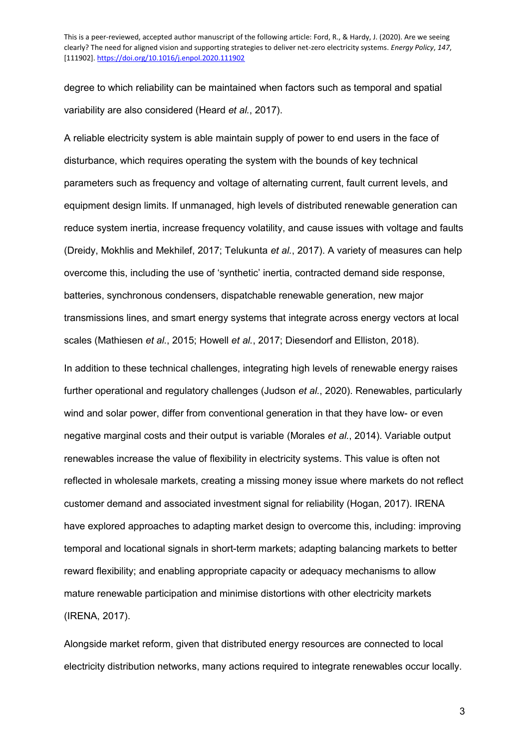degree to which reliability can be maintained when factors such as temporal and spatial variability are also considered (Heard *et al.*, 2017).

A reliable electricity system is able maintain supply of power to end users in the face of disturbance, which requires operating the system with the bounds of key technical parameters such as frequency and voltage of alternating current, fault current levels, and equipment design limits. If unmanaged, high levels of distributed renewable generation can reduce system inertia, increase frequency volatility, and cause issues with voltage and faults (Dreidy, Mokhlis and Mekhilef, 2017; Telukunta *et al.*, 2017). A variety of measures can help overcome this, including the use of 'synthetic' inertia, contracted demand side response, batteries, synchronous condensers, dispatchable renewable generation, new major transmissions lines, and smart energy systems that integrate across energy vectors at local scales (Mathiesen *et al.*, 2015; Howell *et al.*, 2017; Diesendorf and Elliston, 2018).

In addition to these technical challenges, integrating high levels of renewable energy raises further operational and regulatory challenges (Judson *et al.*, 2020). Renewables, particularly wind and solar power, differ from conventional generation in that they have low- or even negative marginal costs and their output is variable (Morales *et al.*, 2014). Variable output renewables increase the value of flexibility in electricity systems. This value is often not reflected in wholesale markets, creating a missing money issue where markets do not reflect customer demand and associated investment signal for reliability (Hogan, 2017). IRENA have explored approaches to adapting market design to overcome this, including: improving temporal and locational signals in short-term markets; adapting balancing markets to better reward flexibility; and enabling appropriate capacity or adequacy mechanisms to allow mature renewable participation and minimise distortions with other electricity markets (IRENA, 2017).

Alongside market reform, given that distributed energy resources are connected to local electricity distribution networks, many actions required to integrate renewables occur locally.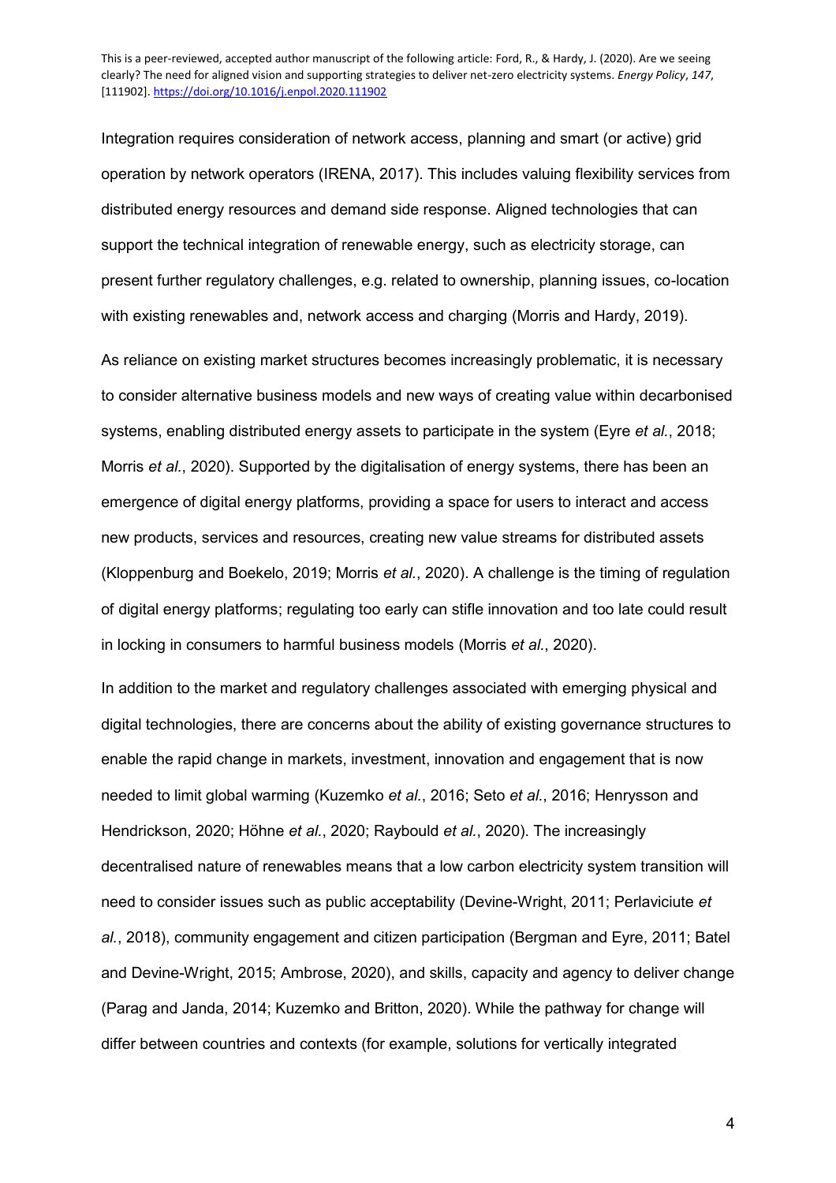Integration requires consideration of network access, planning and smart (or active) grid operation by network operators (IRENA, 2017). This includes valuing flexibility services from distributed energy resources and demand side response. Aligned technologies that can support the technical integration of renewable energy, such as electricity storage, can present further regulatory challenges, e.g. related to ownership, planning issues, co-location with existing renewables and, network access and charging (Morris and Hardy, 2019).

As reliance on existing market structures becomes increasingly problematic, it is necessary to consider alternative business models and new ways of creating value within decarbonised systems, enabling distributed energy assets to participate in the system (Eyre *et al.*, 2018; Morris *et al.*, 2020). Supported by the digitalisation of energy systems, there has been an emergence of digital energy platforms, providing a space for users to interact and access new products, services and resources, creating new value streams for distributed assets (Kloppenburg and Boekelo, 2019; Morris *et al.*, 2020). A challenge is the timing of regulation of digital energy platforms; regulating too early can stifle innovation and too late could result in locking in consumers to harmful business models (Morris *et al.*, 2020).

In addition to the market and regulatory challenges associated with emerging physical and digital technologies, there are concerns about the ability of existing governance structures to enable the rapid change in markets, investment, innovation and engagement that is now needed to limit global warming (Kuzemko *et al.*, 2016; Seto *et al.*, 2016; Henrysson and Hendrickson, 2020; Höhne *et al.*, 2020; Raybould *et al.*, 2020). The increasingly decentralised nature of renewables means that a low carbon electricity system transition will need to consider issues such as public acceptability (Devine-Wright, 2011; Perlaviciute *et al.*, 2018), community engagement and citizen participation (Bergman and Eyre, 2011; Batel and Devine-Wright, 2015; Ambrose, 2020), and skills, capacity and agency to deliver change (Parag and Janda, 2014; Kuzemko and Britton, 2020). While the pathway for change will differ between countries and contexts (for example, solutions for vertically integrated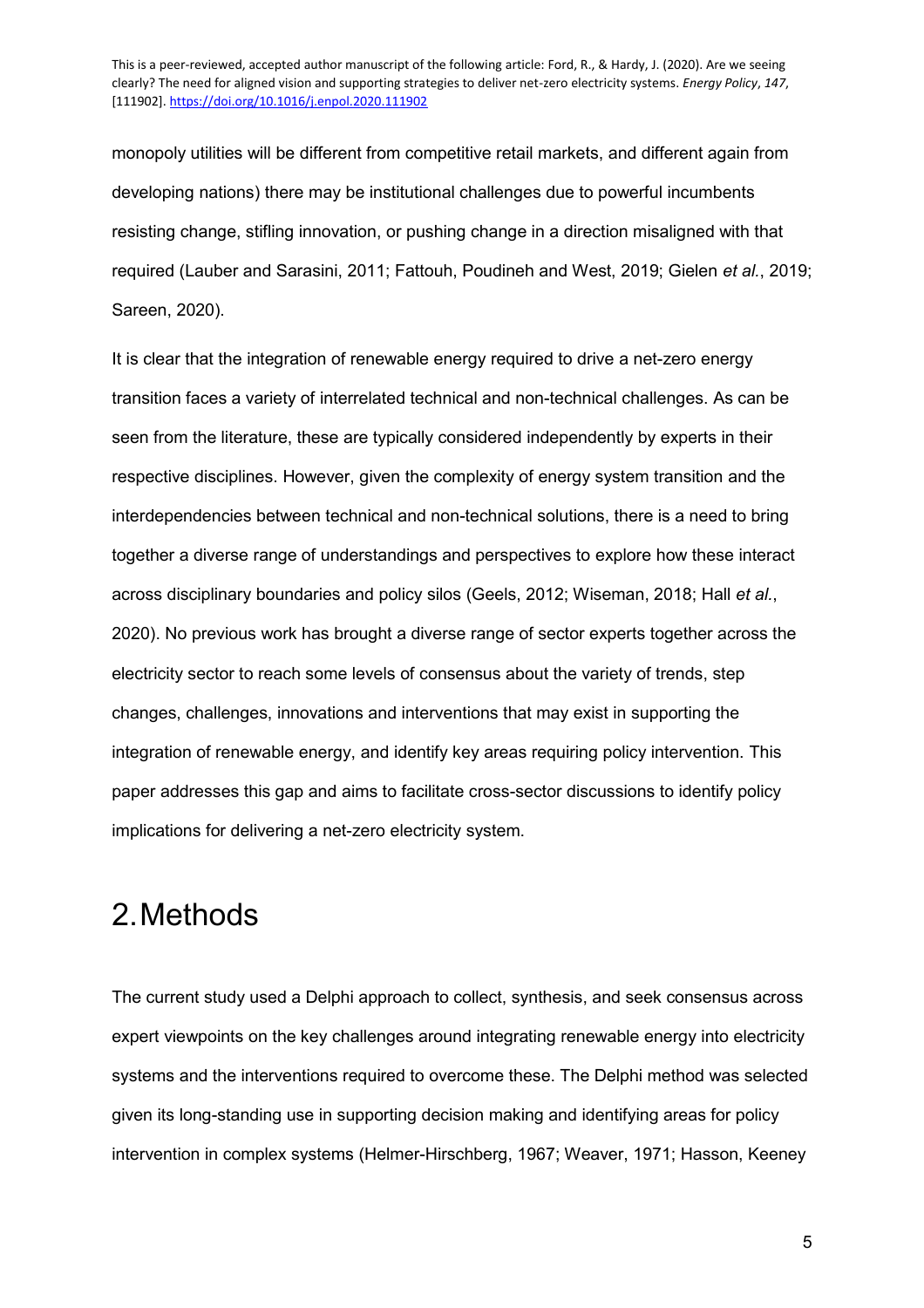monopoly utilities will be different from competitive retail markets, and different again from developing nations) there may be institutional challenges due to powerful incumbents resisting change, stifling innovation, or pushing change in a direction misaligned with that required (Lauber and Sarasini, 2011; Fattouh, Poudineh and West, 2019; Gielen *et al.*, 2019; Sareen, 2020).

It is clear that the integration of renewable energy required to drive a net-zero energy transition faces a variety of interrelated technical and non-technical challenges. As can be seen from the literature, these are typically considered independently by experts in their respective disciplines. However, given the complexity of energy system transition and the interdependencies between technical and non-technical solutions, there is a need to bring together a diverse range of understandings and perspectives to explore how these interact across disciplinary boundaries and policy silos (Geels, 2012; Wiseman, 2018; Hall *et al.*, 2020). No previous work has brought a diverse range of sector experts together across the electricity sector to reach some levels of consensus about the variety of trends, step changes, challenges, innovations and interventions that may exist in supporting the integration of renewable energy, and identify key areas requiring policy intervention. This paper addresses this gap and aims to facilitate cross-sector discussions to identify policy implications for delivering a net-zero electricity system.

# 2. Methods

The current study used a Delphi approach to collect, synthesis, and seek consensus across expert viewpoints on the key challenges around integrating renewable energy into electricity systems and the interventions required to overcome these. The Delphi method was selected given its long-standing use in supporting decision making and identifying areas for policy intervention in complex systems (Helmer-Hirschberg, 1967; Weaver, 1971; Hasson, Keeney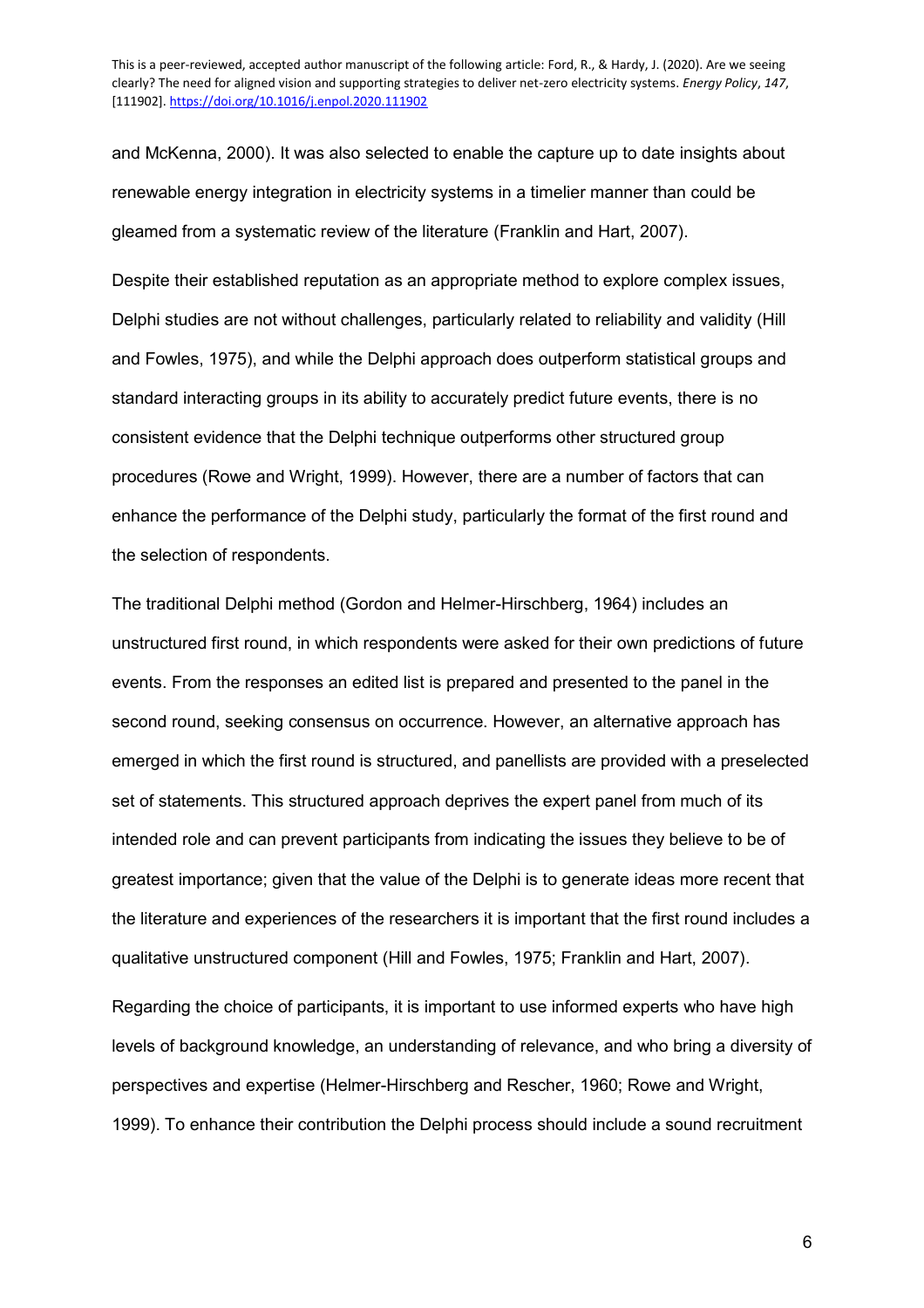and McKenna, 2000). It was also selected to enable the capture up to date insights about renewable energy integration in electricity systems in a timelier manner than could be gleamed from a systematic review of the literature (Franklin and Hart, 2007).

Despite their established reputation as an appropriate method to explore complex issues, Delphi studies are not without challenges, particularly related to reliability and validity (Hill and Fowles, 1975), and while the Delphi approach does outperform statistical groups and standard interacting groups in its ability to accurately predict future events, there is no consistent evidence that the Delphi technique outperforms other structured group procedures (Rowe and Wright, 1999). However, there are a number of factors that can enhance the performance of the Delphi study, particularly the format of the first round and the selection of respondents.

The traditional Delphi method (Gordon and Helmer-Hirschberg, 1964) includes an unstructured first round, in which respondents were asked for their own predictions of future events. From the responses an edited list is prepared and presented to the panel in the second round, seeking consensus on occurrence. However, an alternative approach has emerged in which the first round is structured, and panellists are provided with a preselected set of statements. This structured approach deprives the expert panel from much of its intended role and can prevent participants from indicating the issues they believe to be of greatest importance; given that the value of the Delphi is to generate ideas more recent that the literature and experiences of the researchers it is important that the first round includes a qualitative unstructured component (Hill and Fowles, 1975; Franklin and Hart, 2007).

Regarding the choice of participants, it is important to use informed experts who have high levels of background knowledge, an understanding of relevance, and who bring a diversity of perspectives and expertise (Helmer-Hirschberg and Rescher, 1960; Rowe and Wright, 1999). To enhance their contribution the Delphi process should include a sound recruitment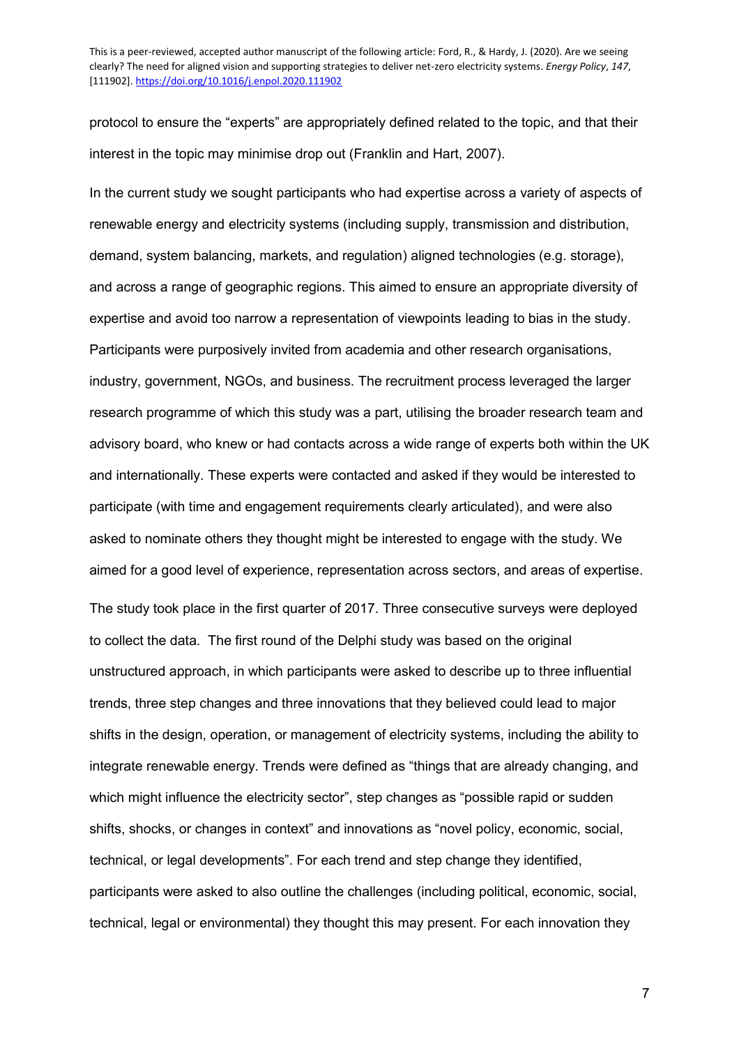protocol to ensure the "experts" are appropriately defined related to the topic, and that their interest in the topic may minimise drop out (Franklin and Hart, 2007).

In the current study we sought participants who had expertise across a variety of aspects of renewable energy and electricity systems (including supply, transmission and distribution, demand, system balancing, markets, and regulation) aligned technologies (e.g. storage), and across a range of geographic regions. This aimed to ensure an appropriate diversity of expertise and avoid too narrow a representation of viewpoints leading to bias in the study. Participants were purposively invited from academia and other research organisations, industry, government, NGOs, and business. The recruitment process leveraged the larger research programme of which this study was a part, utilising the broader research team and advisory board, who knew or had contacts across a wide range of experts both within the UK and internationally. These experts were contacted and asked if they would be interested to participate (with time and engagement requirements clearly articulated), and were also asked to nominate others they thought might be interested to engage with the study. We aimed for a good level of experience, representation across sectors, and areas of expertise.

The study took place in the first quarter of 2017. Three consecutive surveys were deployed to collect the data. The first round of the Delphi study was based on the original unstructured approach, in which participants were asked to describe up to three influential trends, three step changes and three innovations that they believed could lead to major shifts in the design, operation, or management of electricity systems, including the ability to integrate renewable energy. Trends were defined as "things that are already changing, and which might influence the electricity sector", step changes as "possible rapid or sudden shifts, shocks, or changes in context" and innovations as "novel policy, economic, social, technical, or legal developments". For each trend and step change they identified, participants were asked to also outline the challenges (including political, economic, social, technical, legal or environmental) they thought this may present. For each innovation they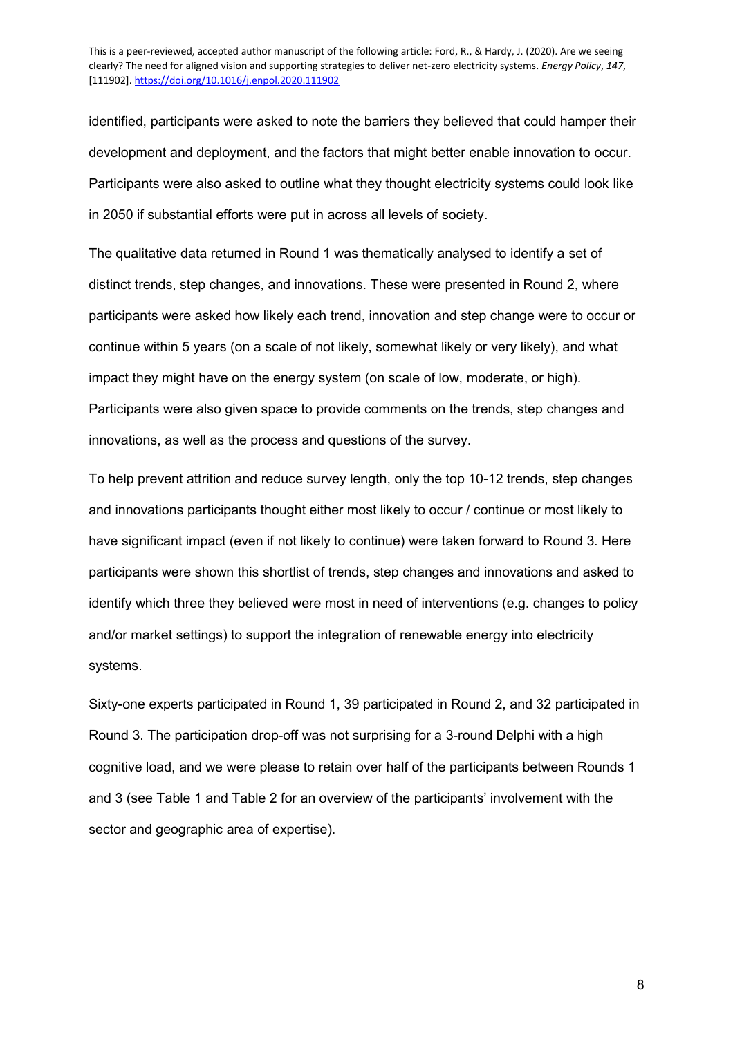identified, participants were asked to note the barriers they believed that could hamper their development and deployment, and the factors that might better enable innovation to occur. Participants were also asked to outline what they thought electricity systems could look like in 2050 if substantial efforts were put in across all levels of society.

The qualitative data returned in Round 1 was thematically analysed to identify a set of distinct trends, step changes, and innovations. These were presented in Round 2, where participants were asked how likely each trend, innovation and step change were to occur or continue within 5 years (on a scale of not likely, somewhat likely or very likely), and what impact they might have on the energy system (on scale of low, moderate, or high). Participants were also given space to provide comments on the trends, step changes and innovations, as well as the process and questions of the survey.

To help prevent attrition and reduce survey length, only the top 10-12 trends, step changes and innovations participants thought either most likely to occur / continue or most likely to have significant impact (even if not likely to continue) were taken forward to Round 3. Here participants were shown this shortlist of trends, step changes and innovations and asked to identify which three they believed were most in need of interventions (e.g. changes to policy and/or market settings) to support the integration of renewable energy into electricity systems.

Sixty-one experts participated in Round 1, 39 participated in Round 2, and 32 participated in Round 3. The participation drop-off was not surprising for a 3-round Delphi with a high cognitive load, and we were please to retain over half of the participants between Rounds 1 and 3 (see Table 1 and Table 2 for an overview of the participants' involvement with the sector and geographic area of expertise).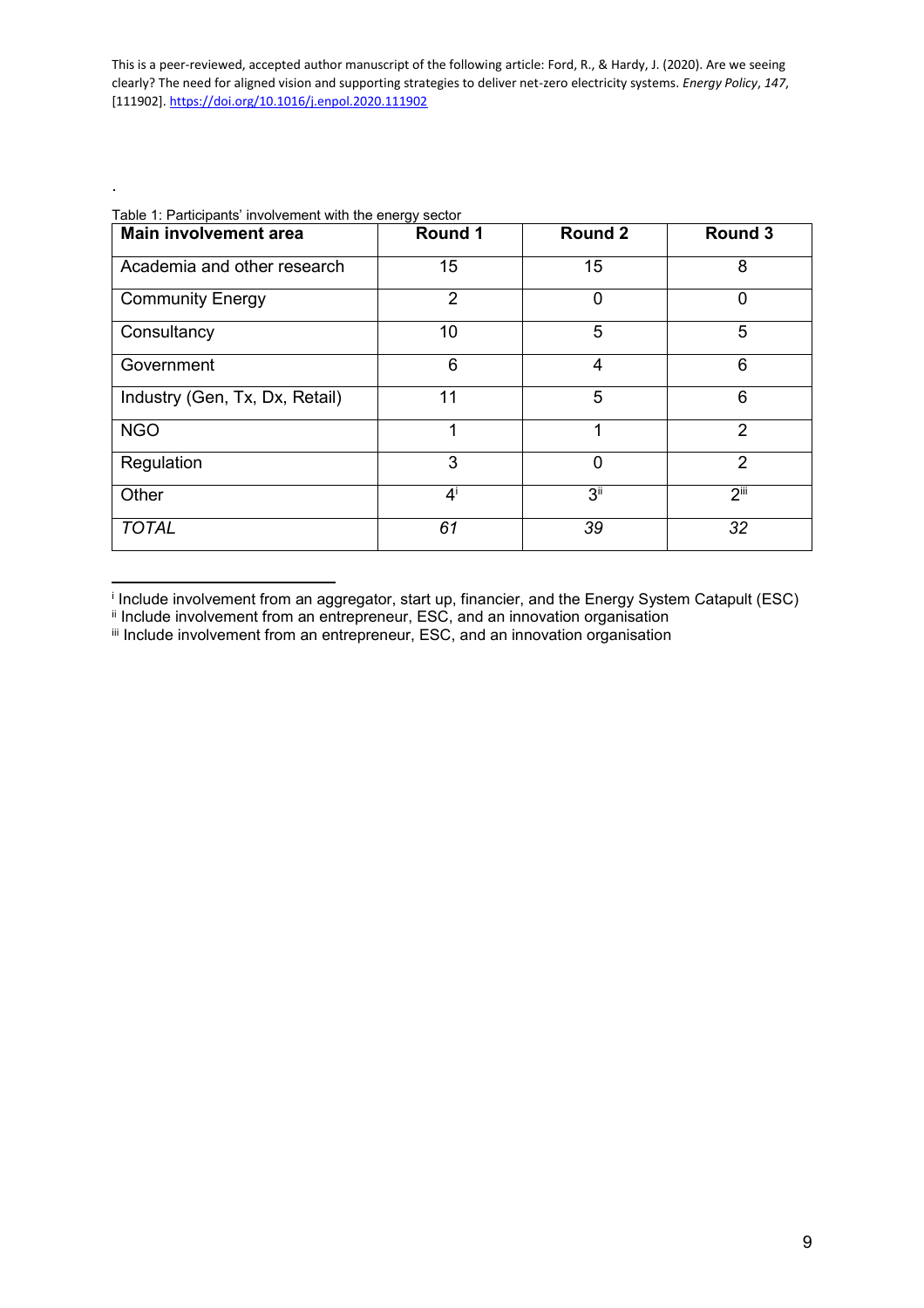.

Table 1: Participants' involvement with the energy sector

| Main involvement area | Round 1 | Round 2 | Round 3 |
|---|---|---|---|
| Academia and other research | 15 | 15 | 8 |
| Community Energy | 2 | 0 | 0 |
| Consultancy | 10 | 5 | 5 |
| Government | 6 | 4 | 6 |
| Industry (Gen, Tx, Dx, Retail) | 11 | 5 | 6 |
| NGO | 1 | 1 | 2 |
| Regulation | 3 | 0 | 2 |
| Other | 4[i] | 3[ii] | 2[iii] |
| *TOTAL* | *61* | *39* | *32* |

[i] Include involvement from an aggregator, start up, financier, and the Energy System Catapult (ESC)

[ii] Include involvement from an entrepreneur, ESC, and an innovation organisation

[iii] Include involvement from an entrepreneur, ESC, and an innovation organisation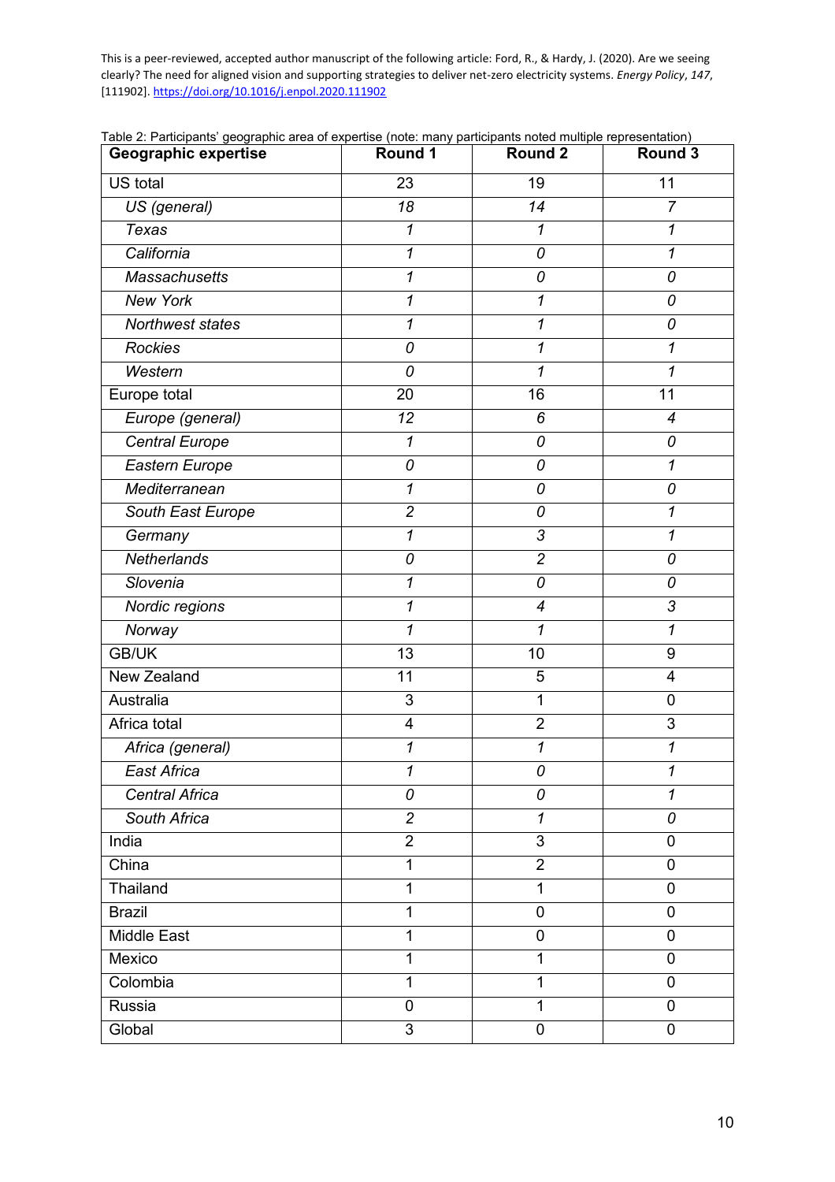Table 2: Participants' geographic area of expertise (note: many participants noted multiple representation)

| Geographic expertise | Round 1 | Round 2 | Round 3 |
|---|---|---|---|
| US total | 23 | 19 | 11 |
| *US (general)* | *18* | *14* | *7* |
| *Texas* | *1* | *1* | *1* |
| *California* | *1* | *0* | *1* |
| *Massachusetts* | *1* | *0* | *0* |
| *New York* | *1* | *1* | *0* |
| *Northwest states* | *1* | *1* | *0* |
| *Rockies* | *0* | *1* | *1* |
| *Western* | *0* | *1* | *1* |
| Europe total | 20 | 16 | 11 |
| *Europe (general)* | *12* | *6* | *4* |
| *Central Europe* | *1* | *0* | *0* |
| *Eastern Europe* | *0* | *0* | *1* |
| *Mediterranean* | *1* | *0* | *0* |
| *South East Europe* | *2* | *0* | *1* |
| *Germany* | *1* | *3* | *1* |
| *Netherlands* | *0* | *2* | *0* |
| *Slovenia* | *1* | *0* | *0* |
| *Nordic regions* | *1* | *4* | *3* |
| *Norway* | *1* | *1* | *1* |
| GB/UK | 13 | 10 | 9 |
| New Zealand | 11 | 5 | 4 |
| Australia | 3 | 1 | 0 |
| Africa total | 4 | 2 | 3 |
| *Africa (general)* | *1* | *1* | *1* |
| *East Africa* | *1* | *0* | *1* |
| *Central Africa* | *0* | *0* | *1* |
| *South Africa* | *2* | *1* | *0* |
| India | 2 | 3 | 0 |
| China | 1 | 2 | 0 |
| Thailand | 1 | 1 | 0 |
| Brazil | 1 | 0 | 0 |
| Middle East | 1 | 0 | 0 |
| Mexico | 1 | 1 | 0 |
| Colombia | 1 | 1 | 0 |
| Russia | 0 | 1 | 0 |
| Global | 3 | 0 | 0 |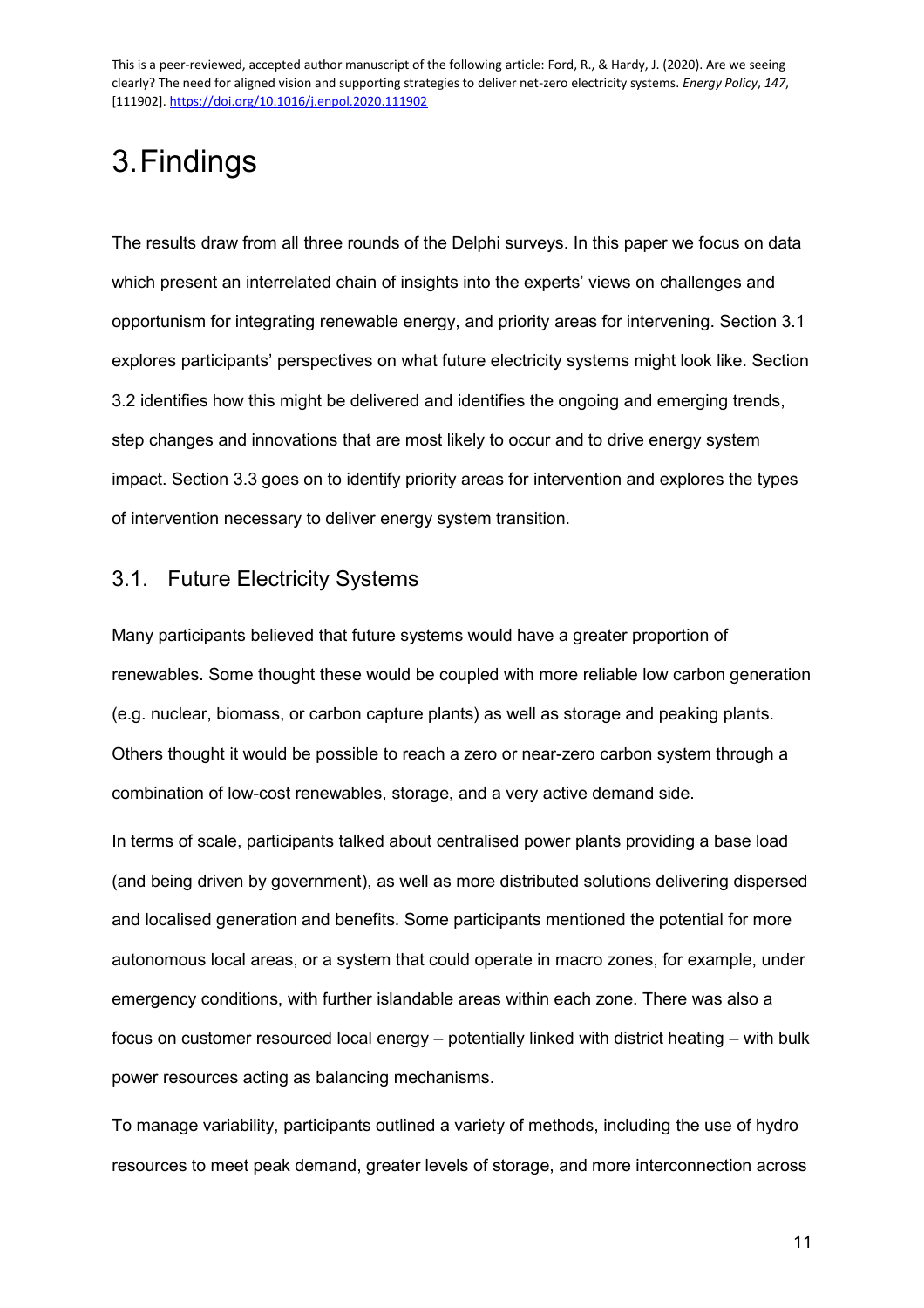# 3. Findings

The results draw from all three rounds of the Delphi surveys. In this paper we focus on data which present an interrelated chain of insights into the experts' views on challenges and opportunism for integrating renewable energy, and priority areas for intervening. Section 3.1 explores participants' perspectives on what future electricity systems might look like. Section 3.2 identifies how this might be delivered and identifies the ongoing and emerging trends, step changes and innovations that are most likely to occur and to drive energy system impact. Section 3.3 goes on to identify priority areas for intervention and explores the types of intervention necessary to deliver energy system transition.

## 3.1. Future Electricity Systems

Many participants believed that future systems would have a greater proportion of renewables. Some thought these would be coupled with more reliable low carbon generation (e.g. nuclear, biomass, or carbon capture plants) as well as storage and peaking plants. Others thought it would be possible to reach a zero or near-zero carbon system through a combination of low-cost renewables, storage, and a very active demand side.

In terms of scale, participants talked about centralised power plants providing a base load (and being driven by government), as well as more distributed solutions delivering dispersed and localised generation and benefits. Some participants mentioned the potential for more autonomous local areas, or a system that could operate in macro zones, for example, under emergency conditions, with further islandable areas within each zone. There was also a focus on customer resourced local energy – potentially linked with district heating – with bulk power resources acting as balancing mechanisms.

To manage variability, participants outlined a variety of methods, including the use of hydro resources to meet peak demand, greater levels of storage, and more interconnection across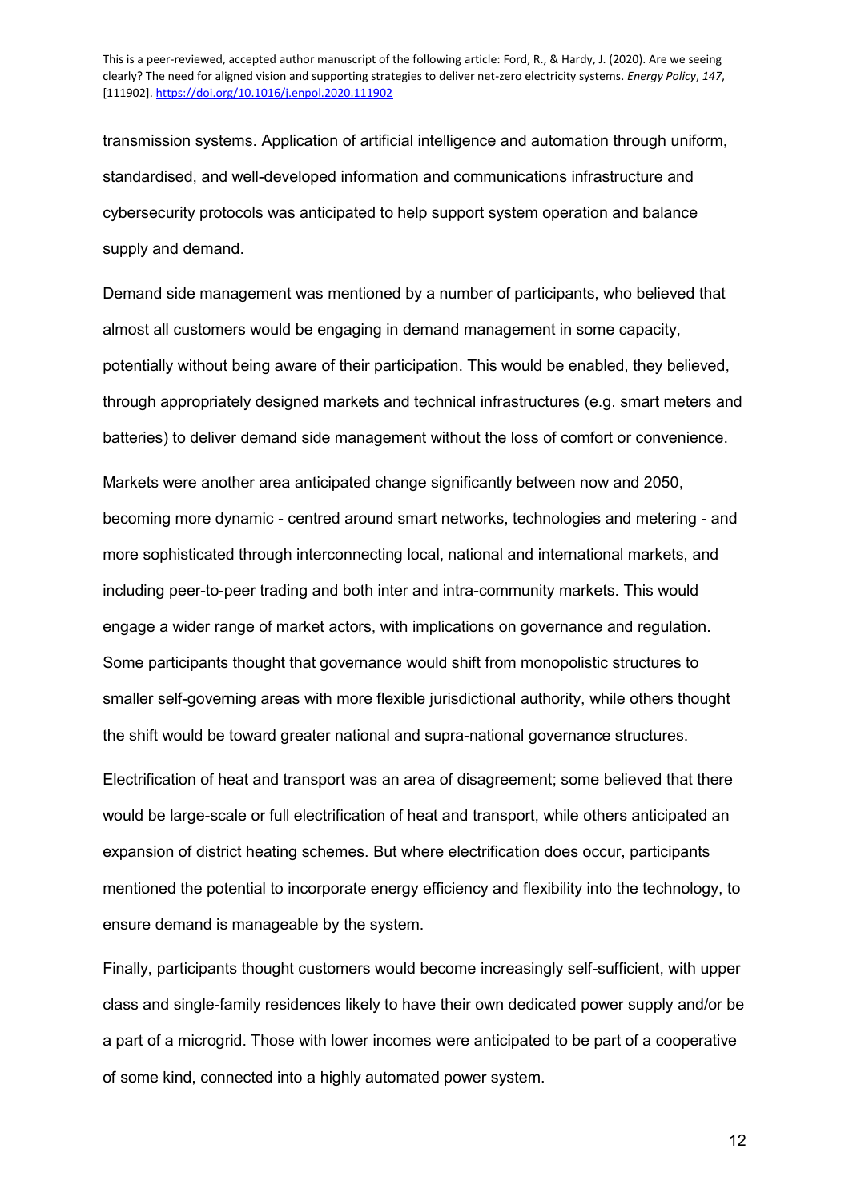transmission systems. Application of artificial intelligence and automation through uniform, standardised, and well-developed information and communications infrastructure and cybersecurity protocols was anticipated to help support system operation and balance supply and demand.

Demand side management was mentioned by a number of participants, who believed that almost all customers would be engaging in demand management in some capacity, potentially without being aware of their participation. This would be enabled, they believed, through appropriately designed markets and technical infrastructures (e.g. smart meters and batteries) to deliver demand side management without the loss of comfort or convenience.

Markets were another area anticipated change significantly between now and 2050, becoming more dynamic - centred around smart networks, technologies and metering - and more sophisticated through interconnecting local, national and international markets, and including peer-to-peer trading and both inter and intra-community markets. This would engage a wider range of market actors, with implications on governance and regulation. Some participants thought that governance would shift from monopolistic structures to smaller self-governing areas with more flexible jurisdictional authority, while others thought the shift would be toward greater national and supra-national governance structures.

Electrification of heat and transport was an area of disagreement; some believed that there would be large-scale or full electrification of heat and transport, while others anticipated an expansion of district heating schemes. But where electrification does occur, participants mentioned the potential to incorporate energy efficiency and flexibility into the technology, to ensure demand is manageable by the system.

Finally, participants thought customers would become increasingly self-sufficient, with upper class and single-family residences likely to have their own dedicated power supply and/or be a part of a microgrid. Those with lower incomes were anticipated to be part of a cooperative of some kind, connected into a highly automated power system.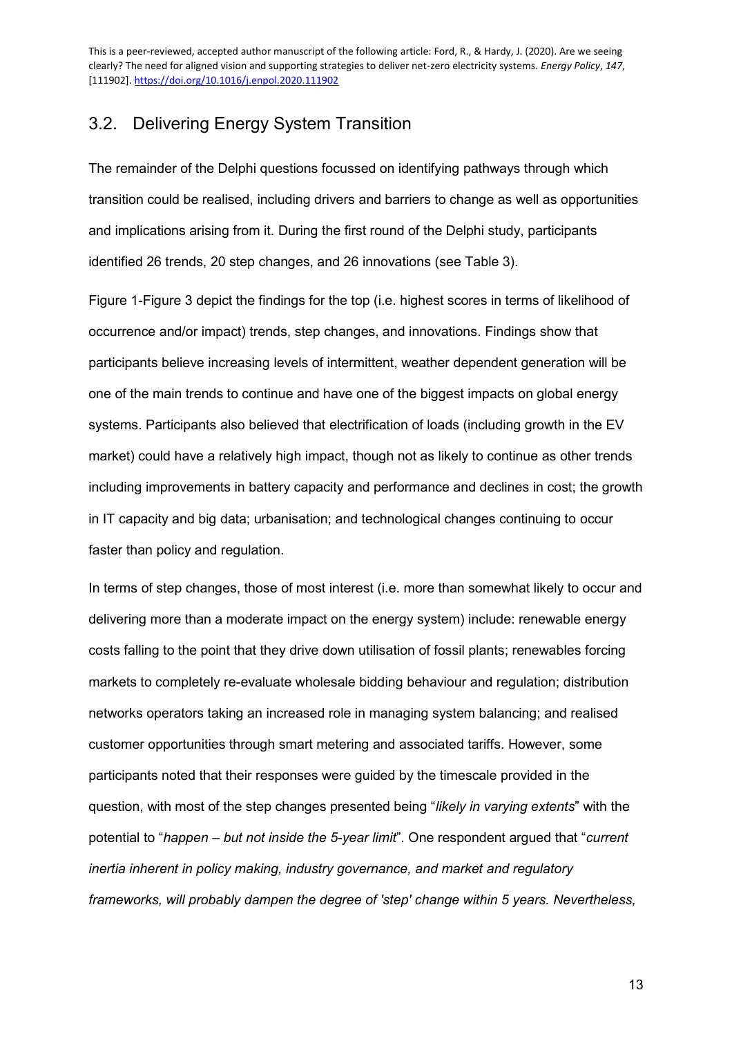## 3.2. Delivering Energy System Transition

The remainder of the Delphi questions focussed on identifying pathways through which transition could be realised, including drivers and barriers to change as well as opportunities and implications arising from it. During the first round of the Delphi study, participants identified 26 trends, 20 step changes, and 26 innovations (see Table 3).

Figure 1-Figure 3 depict the findings for the top (i.e. highest scores in terms of likelihood of occurrence and/or impact) trends, step changes, and innovations. Findings show that participants believe increasing levels of intermittent, weather dependent generation will be one of the main trends to continue and have one of the biggest impacts on global energy systems. Participants also believed that electrification of loads (including growth in the EV market) could have a relatively high impact, though not as likely to continue as other trends including improvements in battery capacity and performance and declines in cost; the growth in IT capacity and big data; urbanisation; and technological changes continuing to occur faster than policy and regulation.

In terms of step changes, those of most interest (i.e. more than somewhat likely to occur and delivering more than a moderate impact on the energy system) include: renewable energy costs falling to the point that they drive down utilisation of fossil plants; renewables forcing markets to completely re-evaluate wholesale bidding behaviour and regulation; distribution networks operators taking an increased role in managing system balancing; and realised customer opportunities through smart metering and associated tariffs. However, some participants noted that their responses were guided by the timescale provided in the question, with most of the step changes presented being "*likely in varying extents*" with the potential to "*happen – but not inside the 5-year limit*". One respondent argued that "*current inertia inherent in policy making, industry governance, and market and regulatory frameworks, will probably dampen the degree of 'step' change within 5 years. Nevertheless,*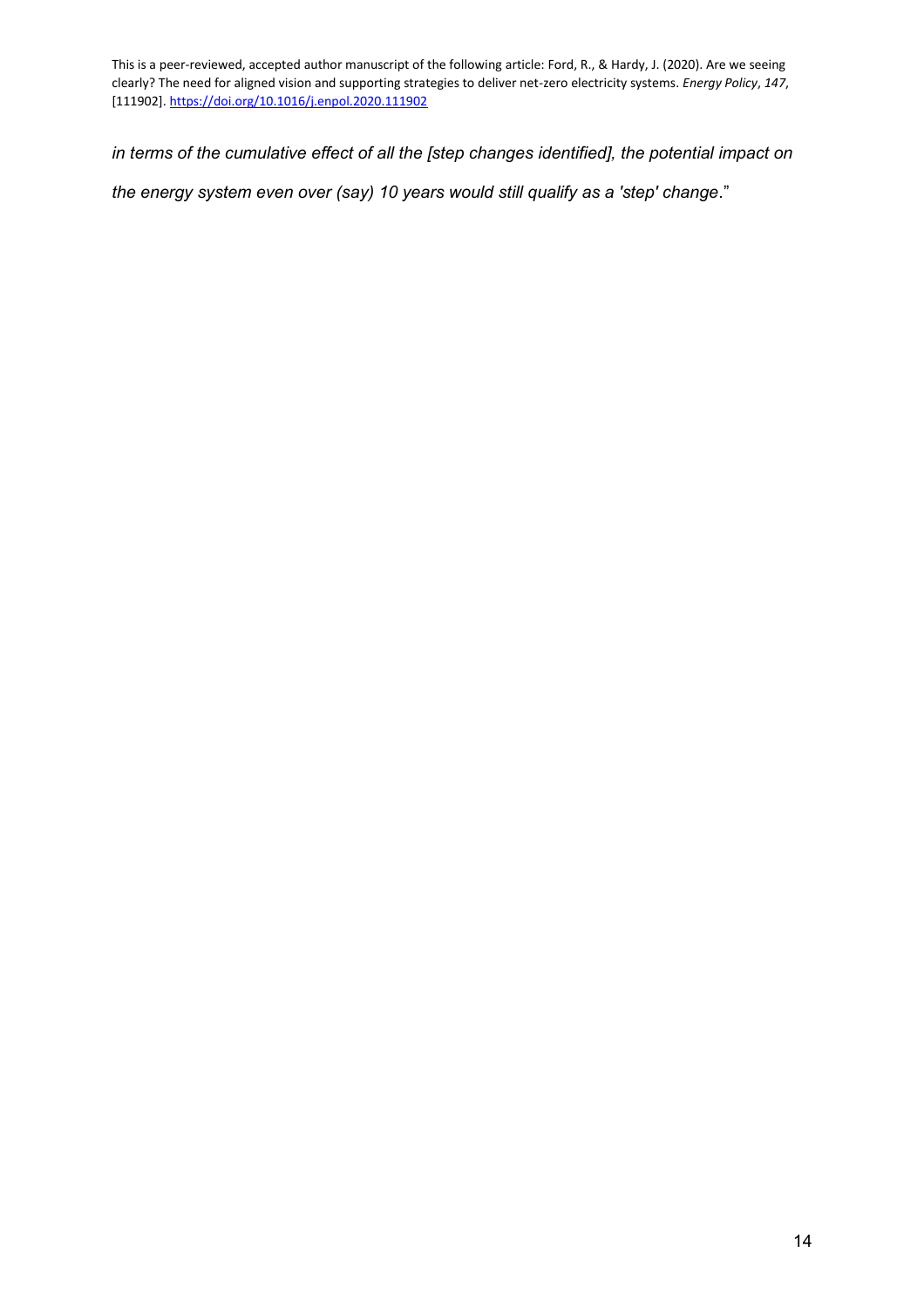*in terms of the cumulative effect of all the [step changes identified], the potential impact on the energy system even over (say) 10 years would still qualify as a 'step' change*."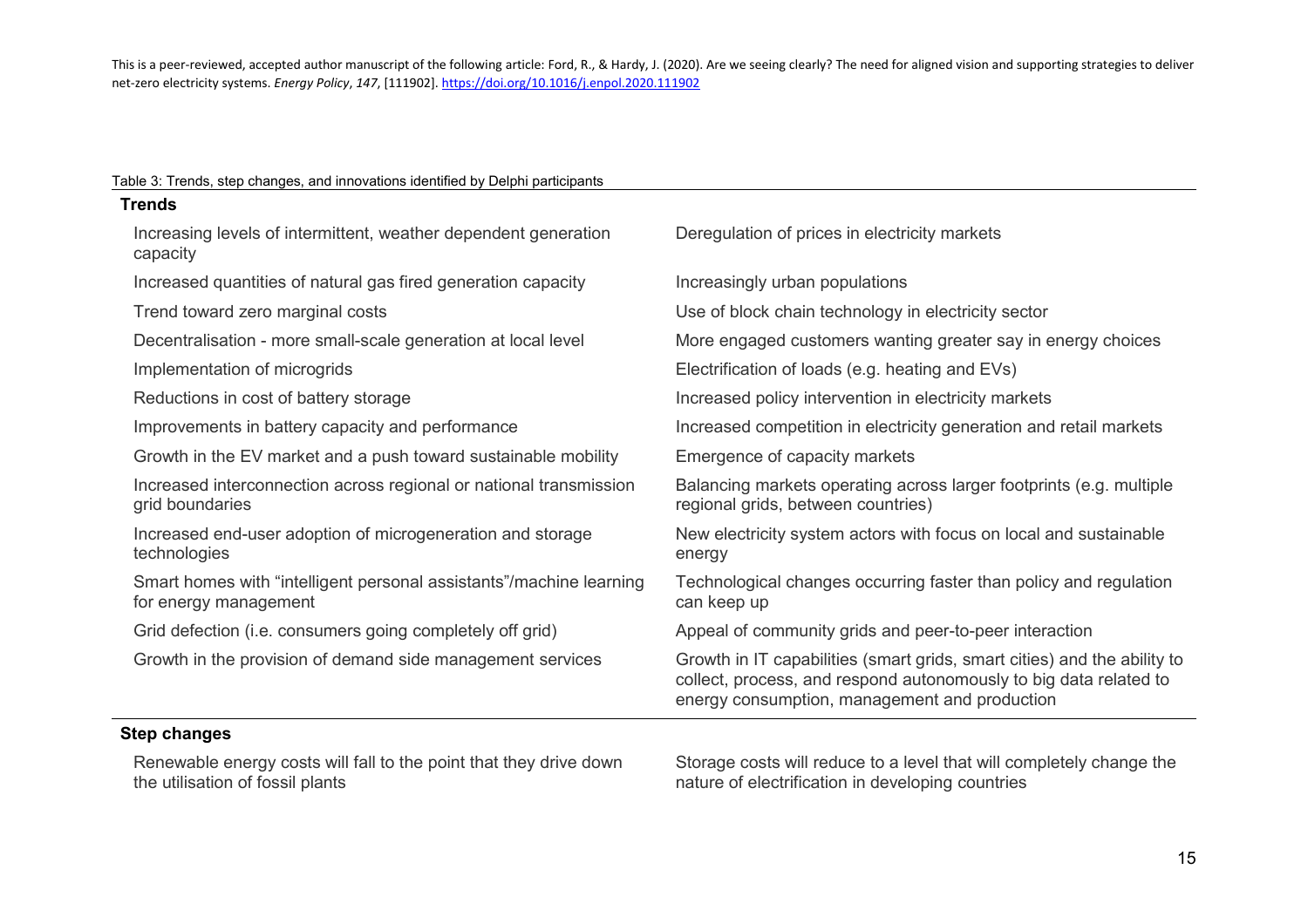This is a peer-reviewed, accepted author manuscript of the following article: Ford, R., & Hardy, J. (2020). Are we seeing clearly? The need for aligned vision and supporting strategies to deliver net-zero electricity systems. *Energy Policy*, *147*, [111902]. https://doi.org/10.1016/j.enpol.2020.111902

Table 3: Trends, step changes, and innovations identified by Delphi participants

| **Trends** | |
|---|---|
| Increasing levels of intermittent, weather dependent generation capacity | Deregulation of prices in electricity markets |
| Increased quantities of natural gas fired generation capacity | Increasingly urban populations |
| Trend toward zero marginal costs | Use of block chain technology in electricity sector |
| Decentralisation - more small-scale generation at local level | More engaged customers wanting greater say in energy choices |
| Implementation of microgrids | Electrification of loads (e.g. heating and EVs) |
| Reductions in cost of battery storage | Increased policy intervention in electricity markets |
| Improvements in battery capacity and performance | Increased competition in electricity generation and retail markets |
| Growth in the EV market and a push toward sustainable mobility | Emergence of capacity markets |
| Increased interconnection across regional or national transmission grid boundaries | Balancing markets operating across larger footprints (e.g. multiple regional grids, between countries) |
| Increased end-user adoption of microgeneration and storage technologies | New electricity system actors with focus on local and sustainable energy |
| Smart homes with "intelligent personal assistants"/machine learning for energy management | Technological changes occurring faster than policy and regulation can keep up |
| Grid defection (i.e. consumers going completely off grid) | Appeal of community grids and peer-to-peer interaction |
| Growth in the provision of demand side management services | Growth in IT capabilities (smart grids, smart cities) and the ability to collect, process, and respond autonomously to big data related to energy consumption, management and production |
| **Step changes** | |
| Renewable energy costs will fall to the point that they drive down the utilisation of fossil plants | Storage costs will reduce to a level that will completely change the nature of electrification in developing countries |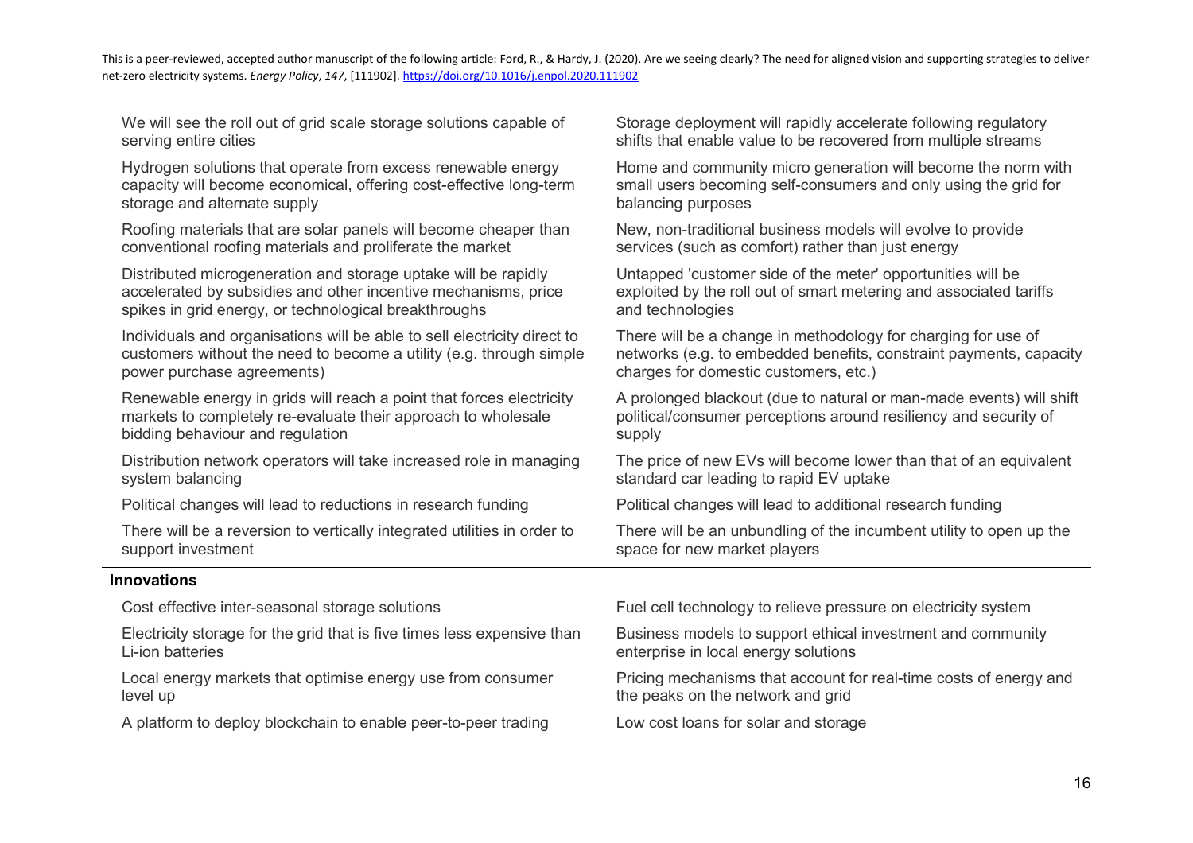| | |
|---|---|
| We will see the roll out of grid scale storage solutions capable of serving entire cities | Storage deployment will rapidly accelerate following regulatory shifts that enable value to be recovered from multiple streams |
| Hydrogen solutions that operate from excess renewable energy capacity will become economical, offering cost-effective long-term storage and alternate supply | Home and community micro generation will become the norm with small users becoming self-consumers and only using the grid for balancing purposes |
| Roofing materials that are solar panels will become cheaper than conventional roofing materials and proliferate the market | New, non-traditional business models will evolve to provide services (such as comfort) rather than just energy |
| Distributed microgeneration and storage uptake will be rapidly accelerated by subsidies and other incentive mechanisms, price spikes in grid energy, or technological breakthroughs | Untapped 'customer side of the meter' opportunities will be exploited by the roll out of smart metering and associated tariffs and technologies |
| Individuals and organisations will be able to sell electricity direct to customers without the need to become a utility (e.g. through simple power purchase agreements) | There will be a change in methodology for charging for use of networks (e.g. to embedded benefits, constraint payments, capacity charges for domestic customers, etc.) |
| Renewable energy in grids will reach a point that forces electricity markets to completely re-evaluate their approach to wholesale bidding behaviour and regulation | A prolonged blackout (due to natural or man-made events) will shift political/consumer perceptions around resiliency and security of supply |
| Distribution network operators will take increased role in managing system balancing | The price of new EVs will become lower than that of an equivalent standard car leading to rapid EV uptake |
| Political changes will lead to reductions in research funding | Political changes will lead to additional research funding |
| There will be a reversion to vertically integrated utilities in order to support investment | There will be an unbundling of the incumbent utility to open up the space for new market players |
| **Innovations** | |
| Cost effective inter-seasonal storage solutions | Fuel cell technology to relieve pressure on electricity system |
| Electricity storage for the grid that is five times less expensive than Li-ion batteries | Business models to support ethical investment and community enterprise in local energy solutions |
| Local energy markets that optimise energy use from consumer level up | Pricing mechanisms that account for real-time costs of energy and the peaks on the network and grid |
| A platform to deploy blockchain to enable peer-to-peer trading | Low cost loans for solar and storage |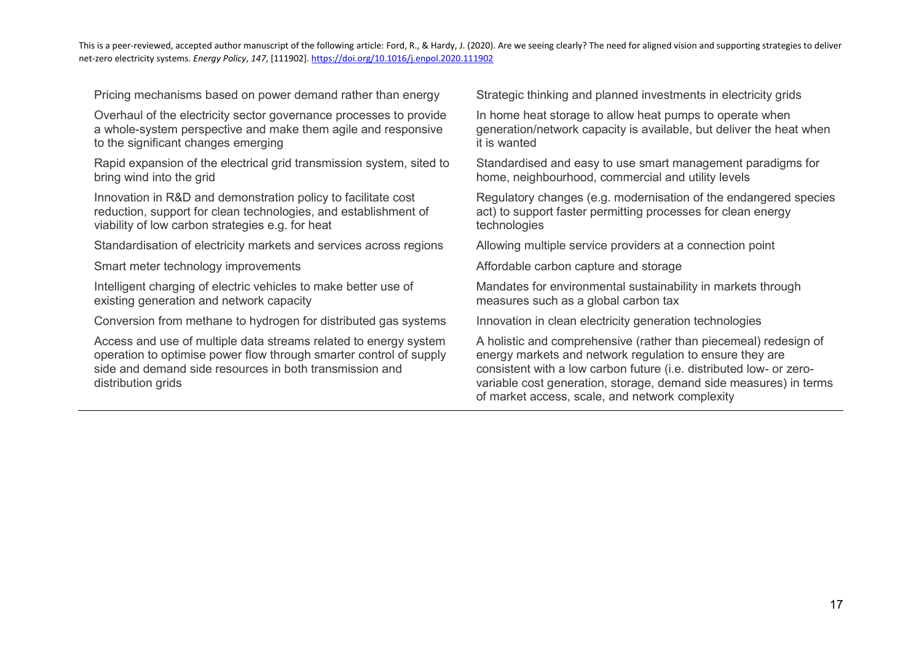| | |
|---|---|
| Pricing mechanisms based on power demand rather than energy | Strategic thinking and planned investments in electricity grids |
| Overhaul of the electricity sector governance processes to provide a whole-system perspective and make them agile and responsive to the significant changes emerging | In home heat storage to allow heat pumps to operate when generation/network capacity is available, but deliver the heat when it is wanted |
| Rapid expansion of the electrical grid transmission system, sited to bring wind into the grid | Standardised and easy to use smart management paradigms for home, neighbourhood, commercial and utility levels |
| Innovation in R&D and demonstration policy to facilitate cost reduction, support for clean technologies, and establishment of viability of low carbon strategies e.g. for heat | Regulatory changes (e.g. modernisation of the endangered species act) to support faster permitting processes for clean energy technologies |
| Standardisation of electricity markets and services across regions | Allowing multiple service providers at a connection point |
| Smart meter technology improvements | Affordable carbon capture and storage |
| Intelligent charging of electric vehicles to make better use of existing generation and network capacity | Mandates for environmental sustainability in markets through measures such as a global carbon tax |
| Conversion from methane to hydrogen for distributed gas systems | Innovation in clean electricity generation technologies |
| Access and use of multiple data streams related to energy system operation to optimise power flow through smarter control of supply side and demand side resources in both transmission and distribution grids | A holistic and comprehensive (rather than piecemeal) redesign of energy markets and network regulation to ensure they are consistent with a low carbon future (i.e. distributed low- or zero-variable cost generation, storage, demand side measures) in terms of market access, scale, and network complexity |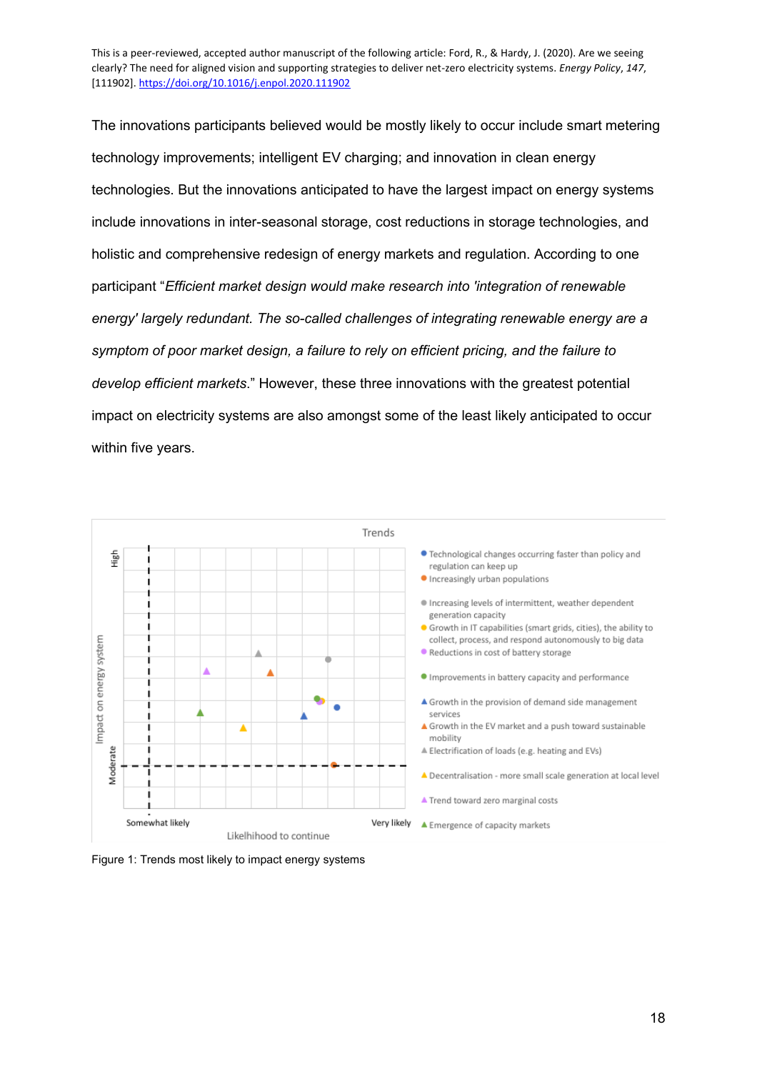The innovations participants believed would be mostly likely to occur include smart metering technology improvements; intelligent EV charging; and innovation in clean energy technologies. But the innovations anticipated to have the largest impact on energy systems include innovations in inter-seasonal storage, cost reductions in storage technologies, and holistic and comprehensive redesign of energy markets and regulation. According to one participant "*Efficient market design would make research into 'integration of renewable energy' largely redundant. The so-called challenges of integrating renewable energy are a symptom of poor market design, a failure to rely on efficient pricing, and the failure to develop efficient markets*." However, these three innovations with the greatest potential impact on electricity systems are also amongst some of the least likely anticipated to occur within five years.

Figure 1: Trends most likely to impact energy systems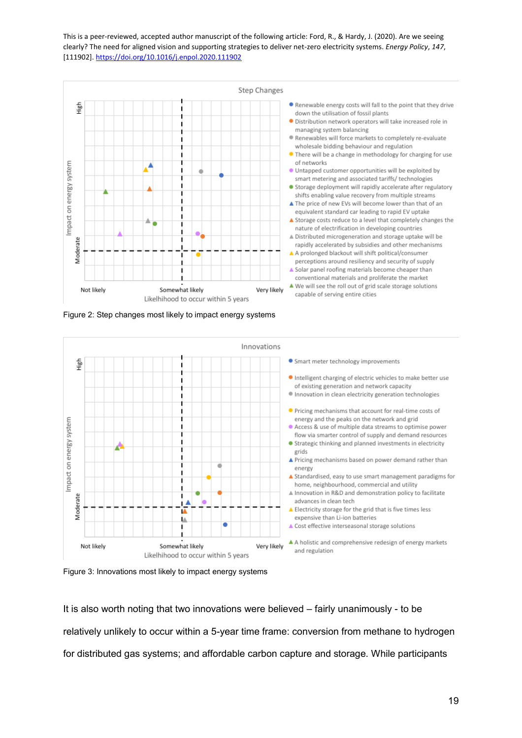This is a peer-reviewed, accepted author manuscript of the following article: Ford, R., & Hardy, J. (2020). Are we seeing clearly? The need for aligned vision and supporting strategies to deliver net-zero electricity systems. *Energy Policy*, *147*, [111902]. https://doi.org/10.1016/j.enpol.2020.111902

Step Changes

- Renewable energy costs will fall to the point that they drive down the utilisation of fossil plants
- Distribution network operators will take increased role in managing system balancing
- Renewables will force markets to completely re-evaluate wholesale bidding behaviour and regulation
- There will be a change in methodology for charging for use of networks
- Untapped customer opportunities will be exploited by smart metering and associated tariffs/ technologies
- Storage deployment will rapidly accelerate after regulatory shifts enabling value recovery from multiple streams
- The price of new EVs will become lower than that of an equivalent standard car leading to rapid EV uptake
- Storage costs reduce to a level that completely changes the nature of electrification in developing countries
- Distributed microgeneration and storage uptake will be rapidly accelerated by subsidies and other mechanisms
- A prolonged blackout will shift political/consumer perceptions around resiliency and security of supply
- Solar panel roofing materials become cheaper than conventional materials and proliferate the market
- We will see the roll out of grid scale storage solutions capable of serving entire cities

Figure 2: Step changes most likely to impact energy systems

Innovations

- Smart meter technology improvements
- Intelligent charging of electric vehicles to make better use of existing generation and network capacity
- Innovation in clean electricity generation technologies
- Pricing mechanisms that account for real-time costs of energy and the peaks on the network and grid
- Access & use of multiple data streams to optimise power flow via smarter control of supply and demand resources
- Strategic thinking and planned investments in electricity grids
- Pricing mechanisms based on power demand rather than energy
- Standardised, easy to use smart management paradigms for home, neighbourhood, commercial and utility
- Innovation in R&D and demonstration policy to facilitate advances in clean tech
- Electricity storage for the grid that is five times less expensive than Li-ion batteries
- Cost effective interseasonal storage solutions
- A holistic and comprehensive redesign of energy markets and regulation

Figure 3: Innovations most likely to impact energy systems

It is also worth noting that two innovations were believed – fairly unanimously - to be relatively unlikely to occur within a 5-year time frame: conversion from methane to hydrogen for distributed gas systems; and affordable carbon capture and storage. While participants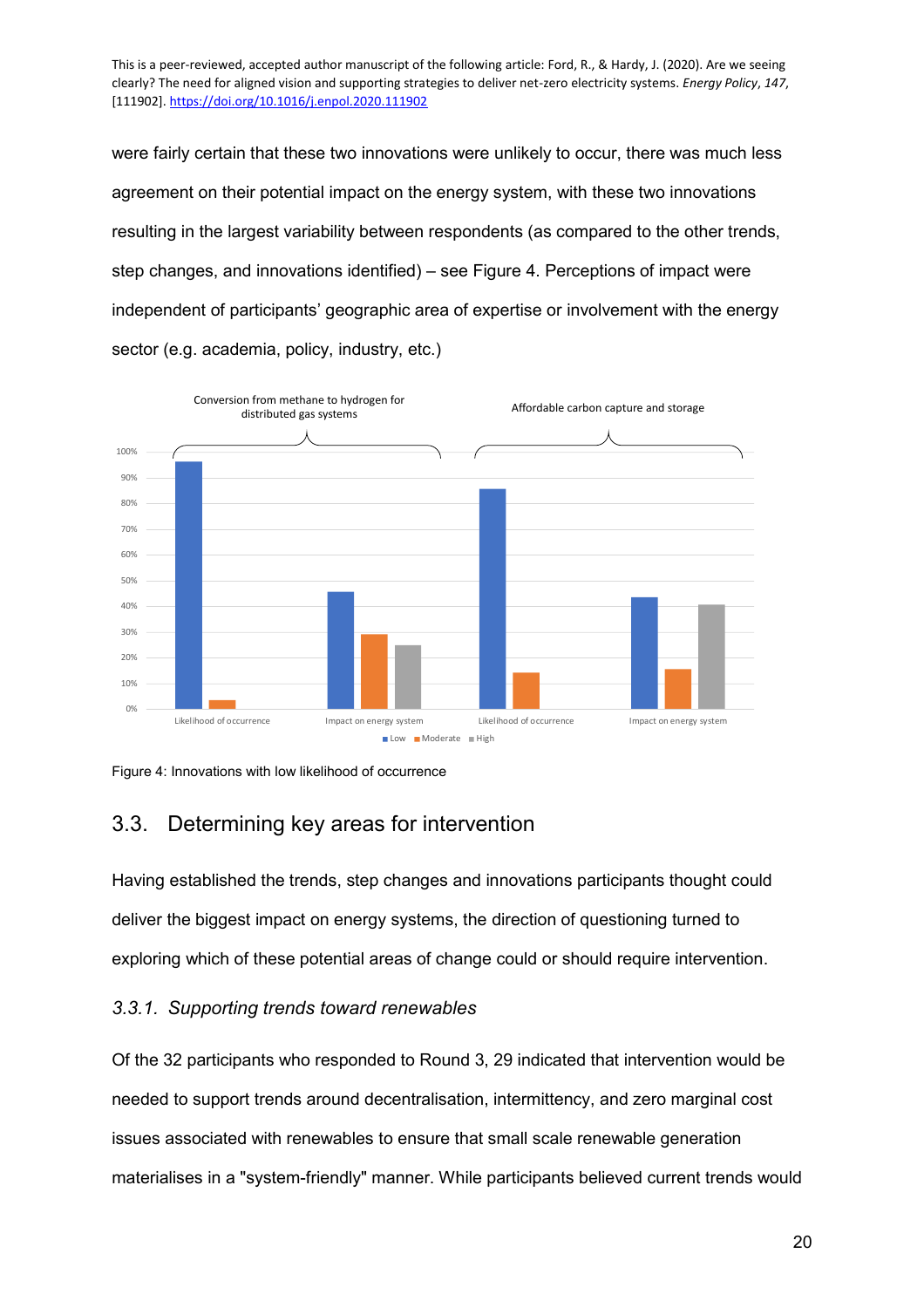were fairly certain that these two innovations were unlikely to occur, there was much less agreement on their potential impact on the energy system, with these two innovations resulting in the largest variability between respondents (as compared to the other trends, step changes, and innovations identified) – see Figure 4. Perceptions of impact were independent of participants' geographic area of expertise or involvement with the energy sector (e.g. academia, policy, industry, etc.)

Figure 4: Innovations with low likelihood of occurrence

## 3.3. Determining key areas for intervention

Having established the trends, step changes and innovations participants thought could deliver the biggest impact on energy systems, the direction of questioning turned to exploring which of these potential areas of change could or should require intervention.

### *3.3.1. Supporting trends toward renewables*

Of the 32 participants who responded to Round 3, 29 indicated that intervention would be needed to support trends around decentralisation, intermittency, and zero marginal cost issues associated with renewables to ensure that small scale renewable generation materialises in a "system-friendly" manner. While participants believed current trends would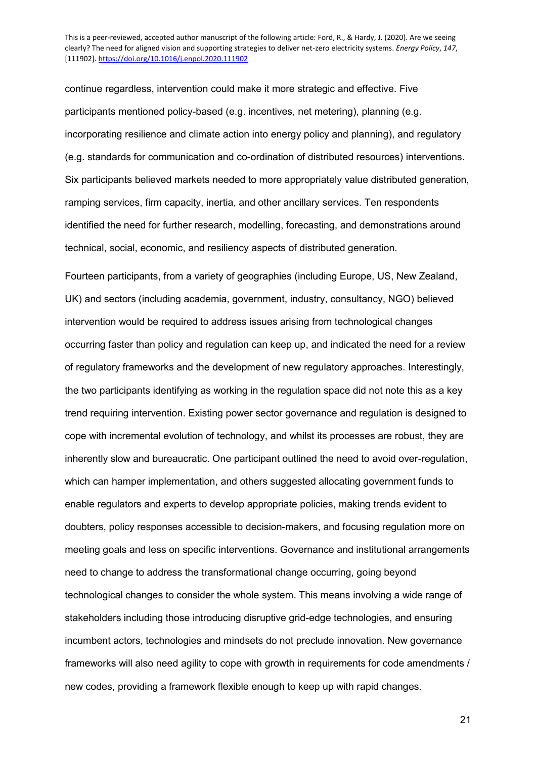continue regardless, intervention could make it more strategic and effective. Five participants mentioned policy-based (e.g. incentives, net metering), planning (e.g. incorporating resilience and climate action into energy policy and planning), and regulatory (e.g. standards for communication and co-ordination of distributed resources) interventions. Six participants believed markets needed to more appropriately value distributed generation, ramping services, firm capacity, inertia, and other ancillary services. Ten respondents identified the need for further research, modelling, forecasting, and demonstrations around technical, social, economic, and resiliency aspects of distributed generation.

Fourteen participants, from a variety of geographies (including Europe, US, New Zealand, UK) and sectors (including academia, government, industry, consultancy, NGO) believed intervention would be required to address issues arising from technological changes occurring faster than policy and regulation can keep up, and indicated the need for a review of regulatory frameworks and the development of new regulatory approaches. Interestingly, the two participants identifying as working in the regulation space did not note this as a key trend requiring intervention. Existing power sector governance and regulation is designed to cope with incremental evolution of technology, and whilst its processes are robust, they are inherently slow and bureaucratic. One participant outlined the need to avoid over-regulation, which can hamper implementation, and others suggested allocating government funds to enable regulators and experts to develop appropriate policies, making trends evident to doubters, policy responses accessible to decision-makers, and focusing regulation more on meeting goals and less on specific interventions. Governance and institutional arrangements need to change to address the transformational change occurring, going beyond technological changes to consider the whole system. This means involving a wide range of stakeholders including those introducing disruptive grid-edge technologies, and ensuring incumbent actors, technologies and mindsets do not preclude innovation. New governance frameworks will also need agility to cope with growth in requirements for code amendments / new codes, providing a framework flexible enough to keep up with rapid changes.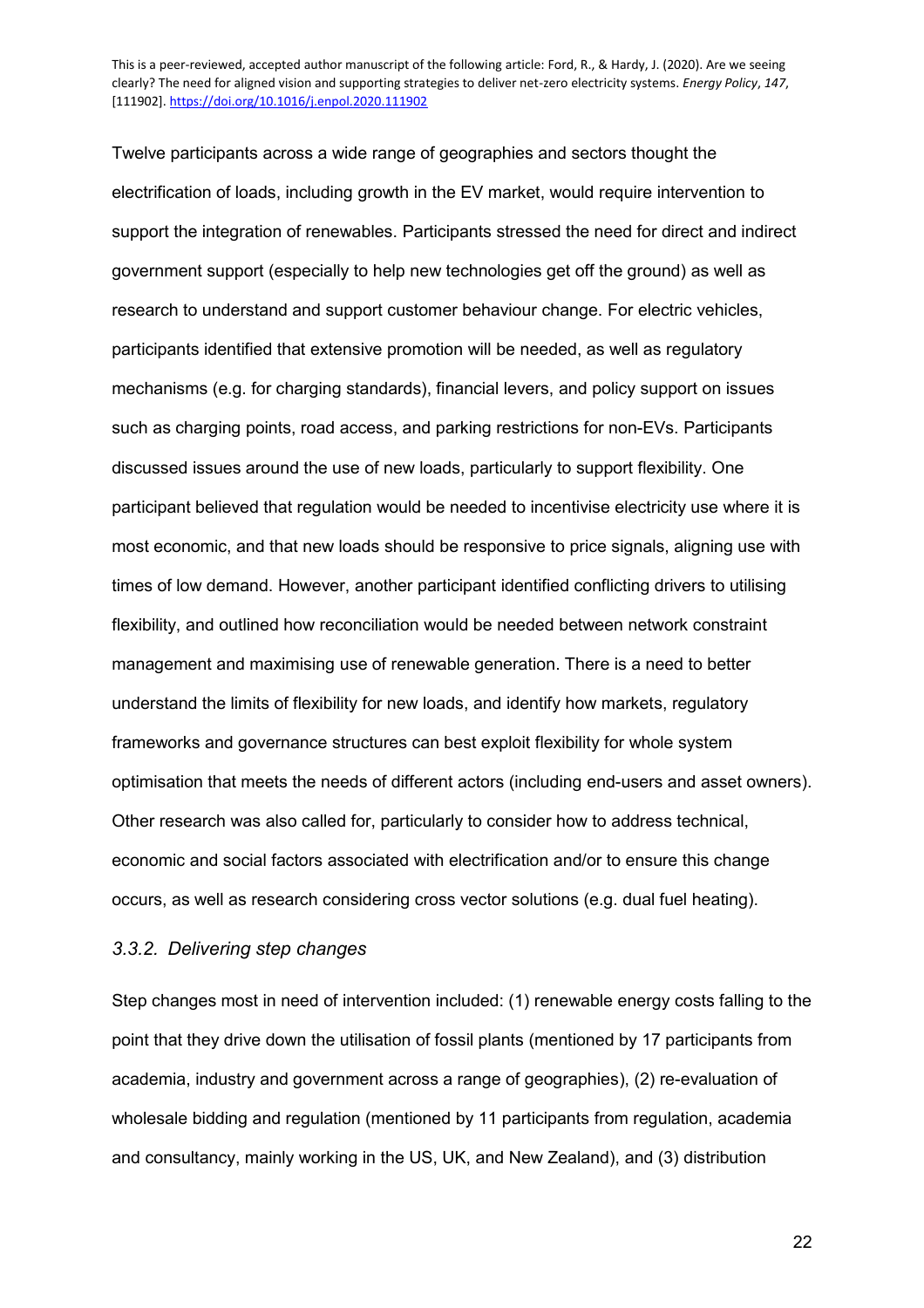Twelve participants across a wide range of geographies and sectors thought the electrification of loads, including growth in the EV market, would require intervention to support the integration of renewables. Participants stressed the need for direct and indirect government support (especially to help new technologies get off the ground) as well as research to understand and support customer behaviour change. For electric vehicles, participants identified that extensive promotion will be needed, as well as regulatory mechanisms (e.g. for charging standards), financial levers, and policy support on issues such as charging points, road access, and parking restrictions for non-EVs. Participants discussed issues around the use of new loads, particularly to support flexibility. One participant believed that regulation would be needed to incentivise electricity use where it is most economic, and that new loads should be responsive to price signals, aligning use with times of low demand. However, another participant identified conflicting drivers to utilising flexibility, and outlined how reconciliation would be needed between network constraint management and maximising use of renewable generation. There is a need to better understand the limits of flexibility for new loads, and identify how markets, regulatory frameworks and governance structures can best exploit flexibility for whole system optimisation that meets the needs of different actors (including end-users and asset owners). Other research was also called for, particularly to consider how to address technical, economic and social factors associated with electrification and/or to ensure this change occurs, as well as research considering cross vector solutions (e.g. dual fuel heating).

### *3.3.2. Delivering step changes*

Step changes most in need of intervention included: (1) renewable energy costs falling to the point that they drive down the utilisation of fossil plants (mentioned by 17 participants from academia, industry and government across a range of geographies), (2) re-evaluation of wholesale bidding and regulation (mentioned by 11 participants from regulation, academia and consultancy, mainly working in the US, UK, and New Zealand), and (3) distribution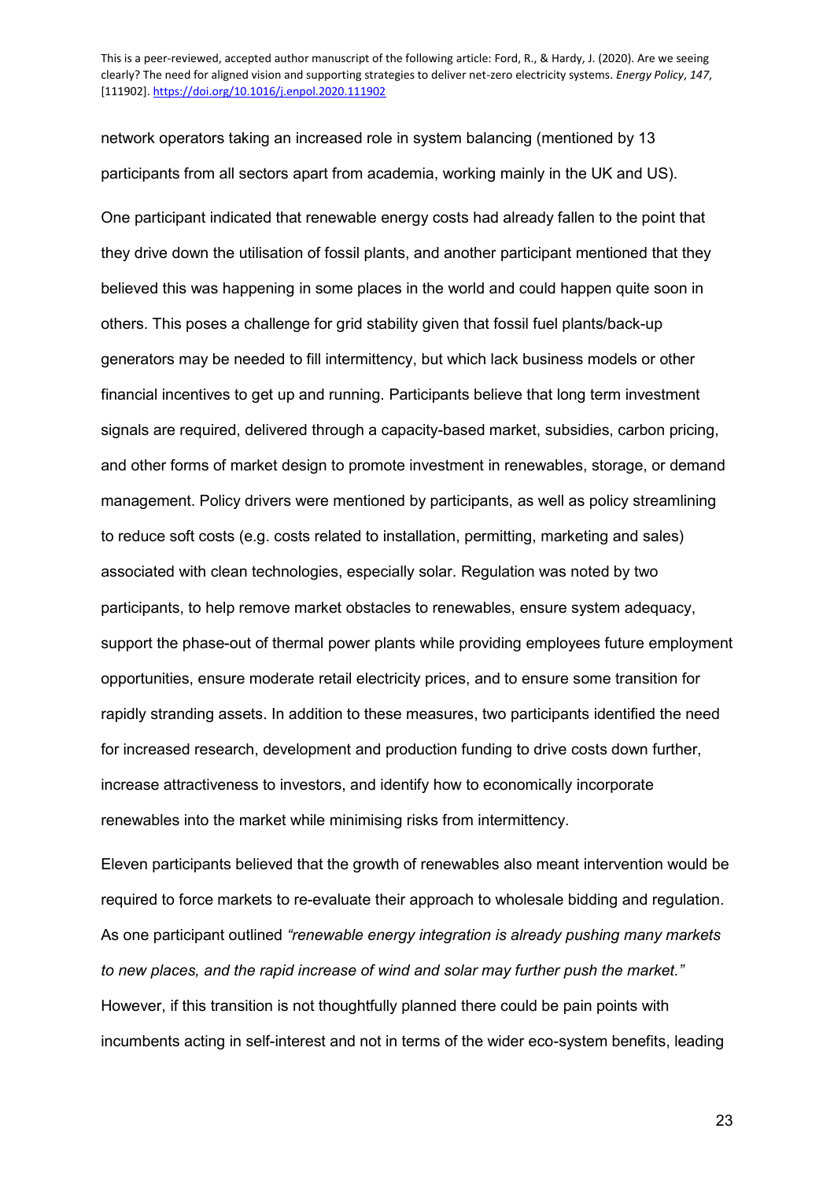network operators taking an increased role in system balancing (mentioned by 13 participants from all sectors apart from academia, working mainly in the UK and US).

One participant indicated that renewable energy costs had already fallen to the point that they drive down the utilisation of fossil plants, and another participant mentioned that they believed this was happening in some places in the world and could happen quite soon in others. This poses a challenge for grid stability given that fossil fuel plants/back-up generators may be needed to fill intermittency, but which lack business models or other financial incentives to get up and running. Participants believe that long term investment signals are required, delivered through a capacity-based market, subsidies, carbon pricing, and other forms of market design to promote investment in renewables, storage, or demand management. Policy drivers were mentioned by participants, as well as policy streamlining to reduce soft costs (e.g. costs related to installation, permitting, marketing and sales) associated with clean technologies, especially solar. Regulation was noted by two participants, to help remove market obstacles to renewables, ensure system adequacy, support the phase-out of thermal power plants while providing employees future employment opportunities, ensure moderate retail electricity prices, and to ensure some transition for rapidly stranding assets. In addition to these measures, two participants identified the need for increased research, development and production funding to drive costs down further, increase attractiveness to investors, and identify how to economically incorporate renewables into the market while minimising risks from intermittency.

Eleven participants believed that the growth of renewables also meant intervention would be required to force markets to re-evaluate their approach to wholesale bidding and regulation. As one participant outlined *"renewable energy integration is already pushing many markets to new places, and the rapid increase of wind and solar may further push the market."* However, if this transition is not thoughtfully planned there could be pain points with incumbents acting in self-interest and not in terms of the wider eco-system benefits, leading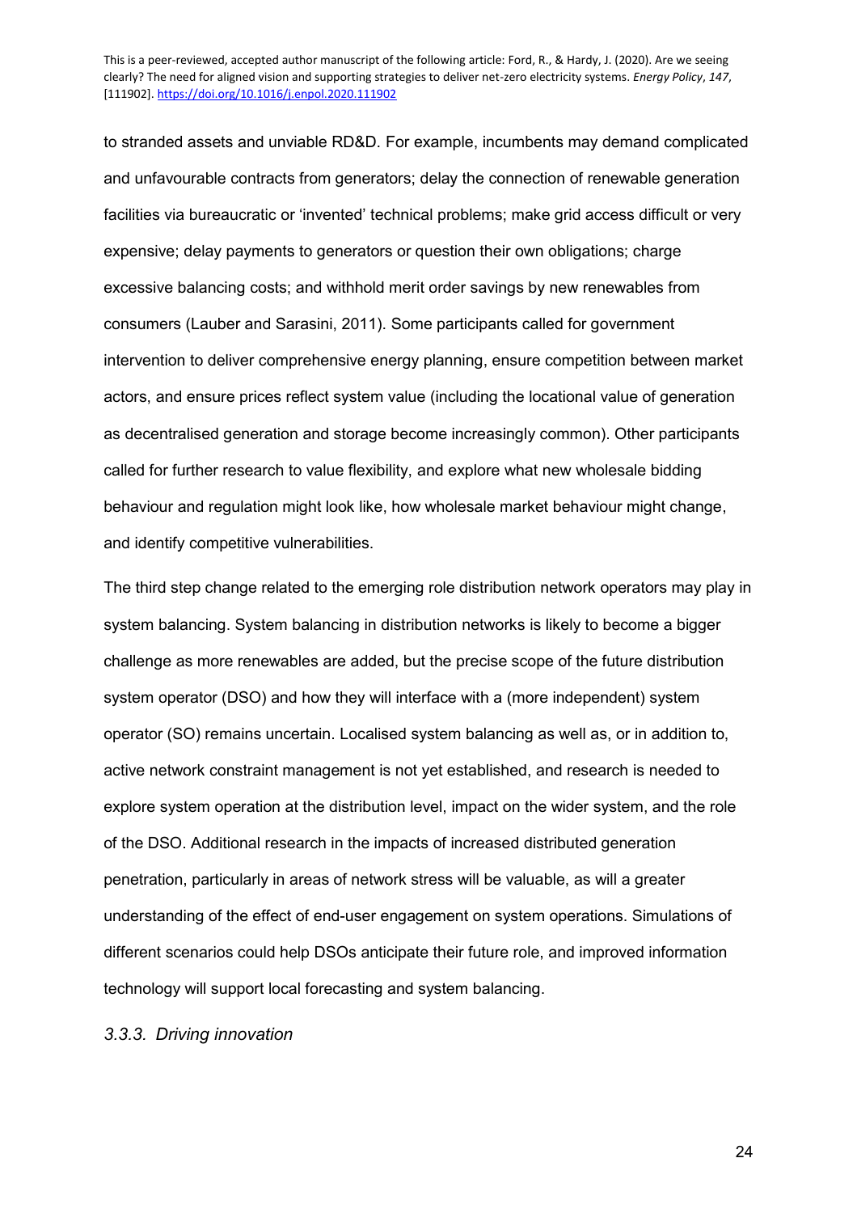to stranded assets and unviable RD&D. For example, incumbents may demand complicated and unfavourable contracts from generators; delay the connection of renewable generation facilities via bureaucratic or 'invented' technical problems; make grid access difficult or very expensive; delay payments to generators or question their own obligations; charge excessive balancing costs; and withhold merit order savings by new renewables from consumers (Lauber and Sarasini, 2011). Some participants called for government intervention to deliver comprehensive energy planning, ensure competition between market actors, and ensure prices reflect system value (including the locational value of generation as decentralised generation and storage become increasingly common). Other participants called for further research to value flexibility, and explore what new wholesale bidding behaviour and regulation might look like, how wholesale market behaviour might change, and identify competitive vulnerabilities.

The third step change related to the emerging role distribution network operators may play in system balancing. System balancing in distribution networks is likely to become a bigger challenge as more renewables are added, but the precise scope of the future distribution system operator (DSO) and how they will interface with a (more independent) system operator (SO) remains uncertain. Localised system balancing as well as, or in addition to, active network constraint management is not yet established, and research is needed to explore system operation at the distribution level, impact on the wider system, and the role of the DSO. Additional research in the impacts of increased distributed generation penetration, particularly in areas of network stress will be valuable, as will a greater understanding of the effect of end-user engagement on system operations. Simulations of different scenarios could help DSOs anticipate their future role, and improved information technology will support local forecasting and system balancing.

### *3.3.3. Driving innovation*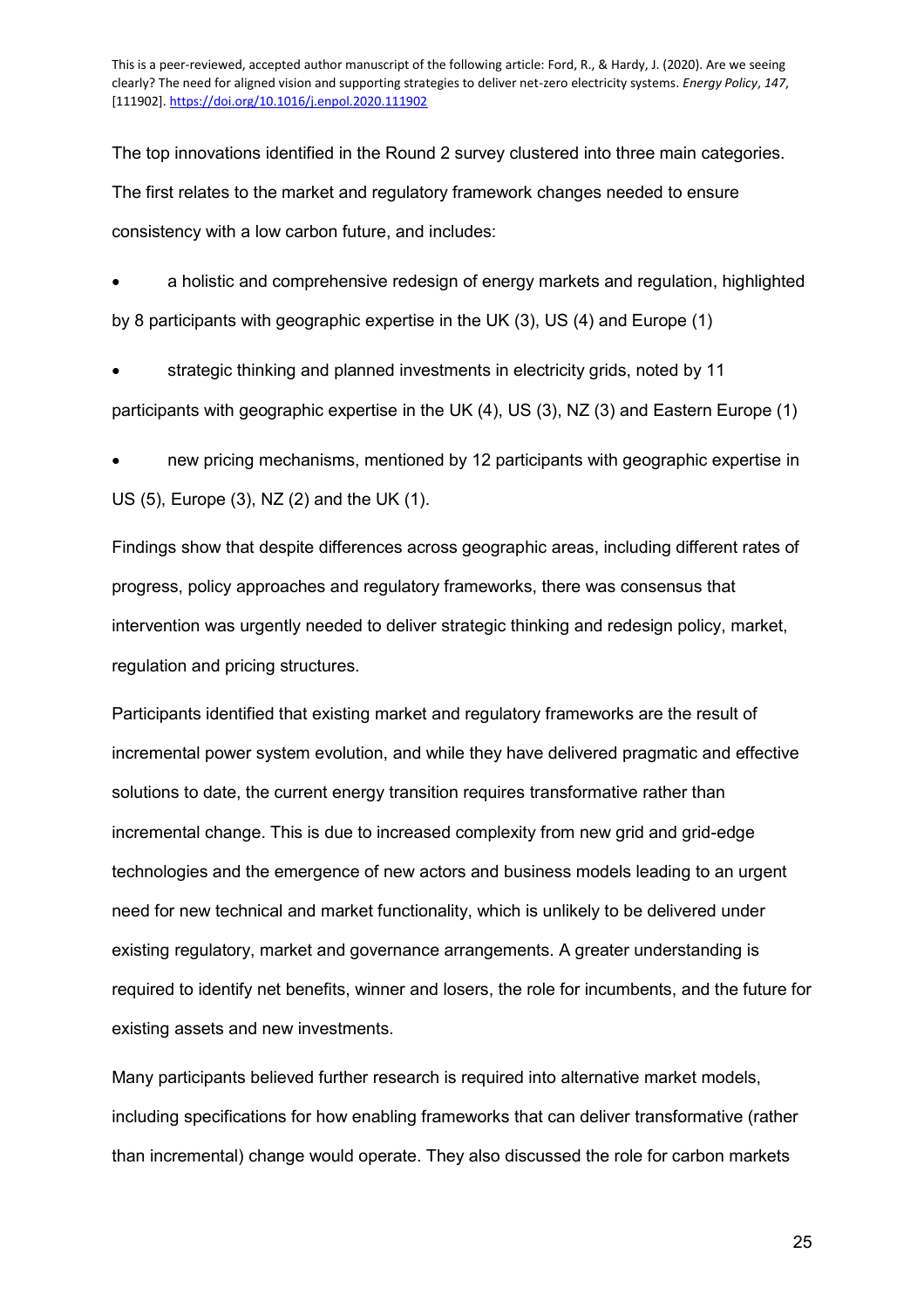The top innovations identified in the Round 2 survey clustered into three main categories. The first relates to the market and regulatory framework changes needed to ensure consistency with a low carbon future, and includes:

- a holistic and comprehensive redesign of energy markets and regulation, highlighted by 8 participants with geographic expertise in the UK (3), US (4) and Europe (1)
- strategic thinking and planned investments in electricity grids, noted by 11 participants with geographic expertise in the UK (4), US (3), NZ (3) and Eastern Europe (1)
- new pricing mechanisms, mentioned by 12 participants with geographic expertise in US (5), Europe (3), NZ (2) and the UK (1).

Findings show that despite differences across geographic areas, including different rates of progress, policy approaches and regulatory frameworks, there was consensus that intervention was urgently needed to deliver strategic thinking and redesign policy, market, regulation and pricing structures.

Participants identified that existing market and regulatory frameworks are the result of incremental power system evolution, and while they have delivered pragmatic and effective solutions to date, the current energy transition requires transformative rather than incremental change. This is due to increased complexity from new grid and grid-edge technologies and the emergence of new actors and business models leading to an urgent need for new technical and market functionality, which is unlikely to be delivered under existing regulatory, market and governance arrangements. A greater understanding is required to identify net benefits, winner and losers, the role for incumbents, and the future for existing assets and new investments.

Many participants believed further research is required into alternative market models, including specifications for how enabling frameworks that can deliver transformative (rather than incremental) change would operate. They also discussed the role for carbon markets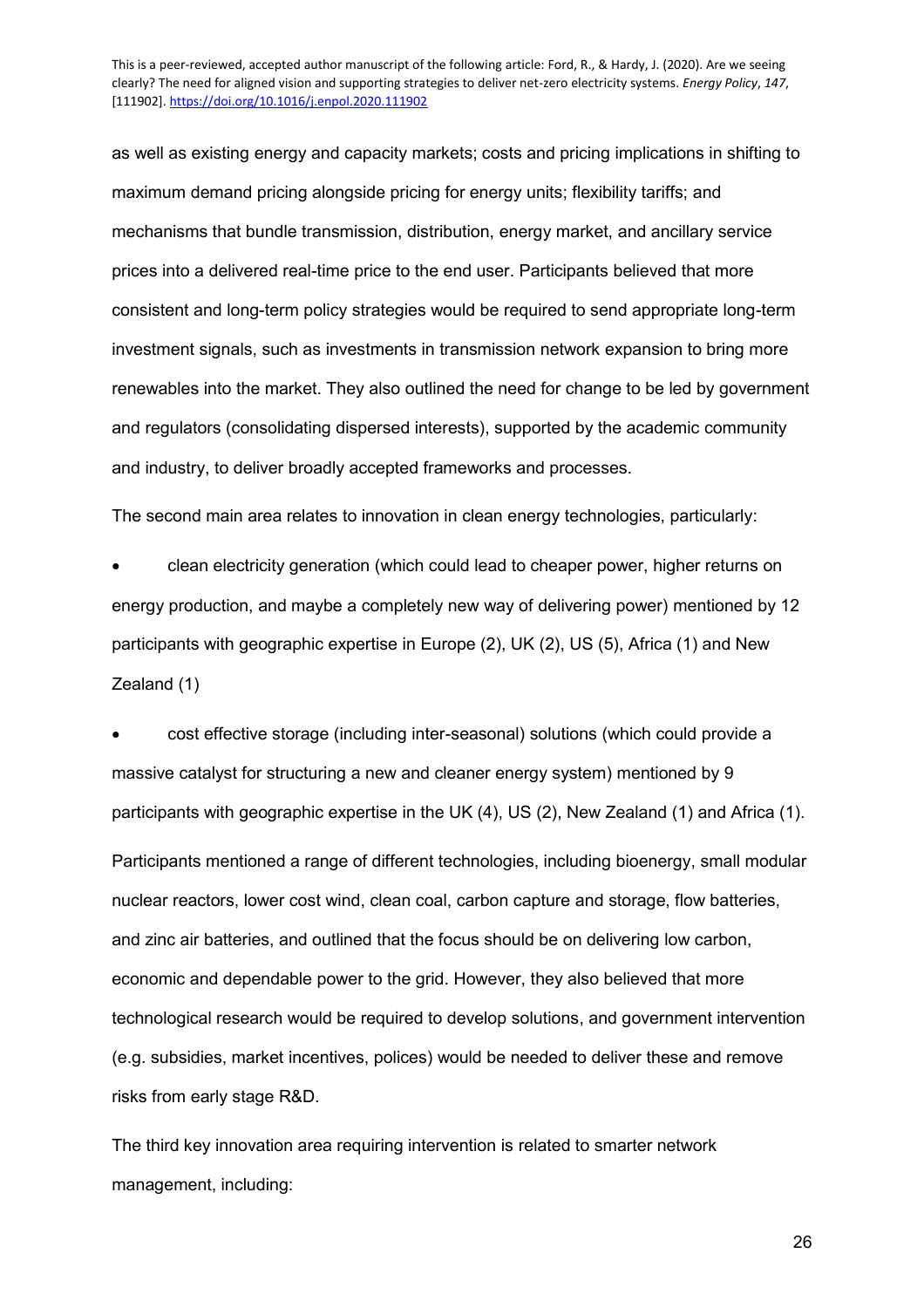as well as existing energy and capacity markets; costs and pricing implications in shifting to maximum demand pricing alongside pricing for energy units; flexibility tariffs; and mechanisms that bundle transmission, distribution, energy market, and ancillary service prices into a delivered real-time price to the end user. Participants believed that more consistent and long-term policy strategies would be required to send appropriate long-term investment signals, such as investments in transmission network expansion to bring more renewables into the market. They also outlined the need for change to be led by government and regulators (consolidating dispersed interests), supported by the academic community and industry, to deliver broadly accepted frameworks and processes.

The second main area relates to innovation in clean energy technologies, particularly:

- clean electricity generation (which could lead to cheaper power, higher returns on energy production, and maybe a completely new way of delivering power) mentioned by 12 participants with geographic expertise in Europe (2), UK (2), US (5), Africa (1) and New Zealand (1)
- cost effective storage (including inter-seasonal) solutions (which could provide a massive catalyst for structuring a new and cleaner energy system) mentioned by 9 participants with geographic expertise in the UK (4), US (2), New Zealand (1) and Africa (1).

Participants mentioned a range of different technologies, including bioenergy, small modular nuclear reactors, lower cost wind, clean coal, carbon capture and storage, flow batteries, and zinc air batteries, and outlined that the focus should be on delivering low carbon, economic and dependable power to the grid. However, they also believed that more technological research would be required to develop solutions, and government intervention (e.g. subsidies, market incentives, polices) would be needed to deliver these and remove risks from early stage R&D.

The third key innovation area requiring intervention is related to smarter network management, including: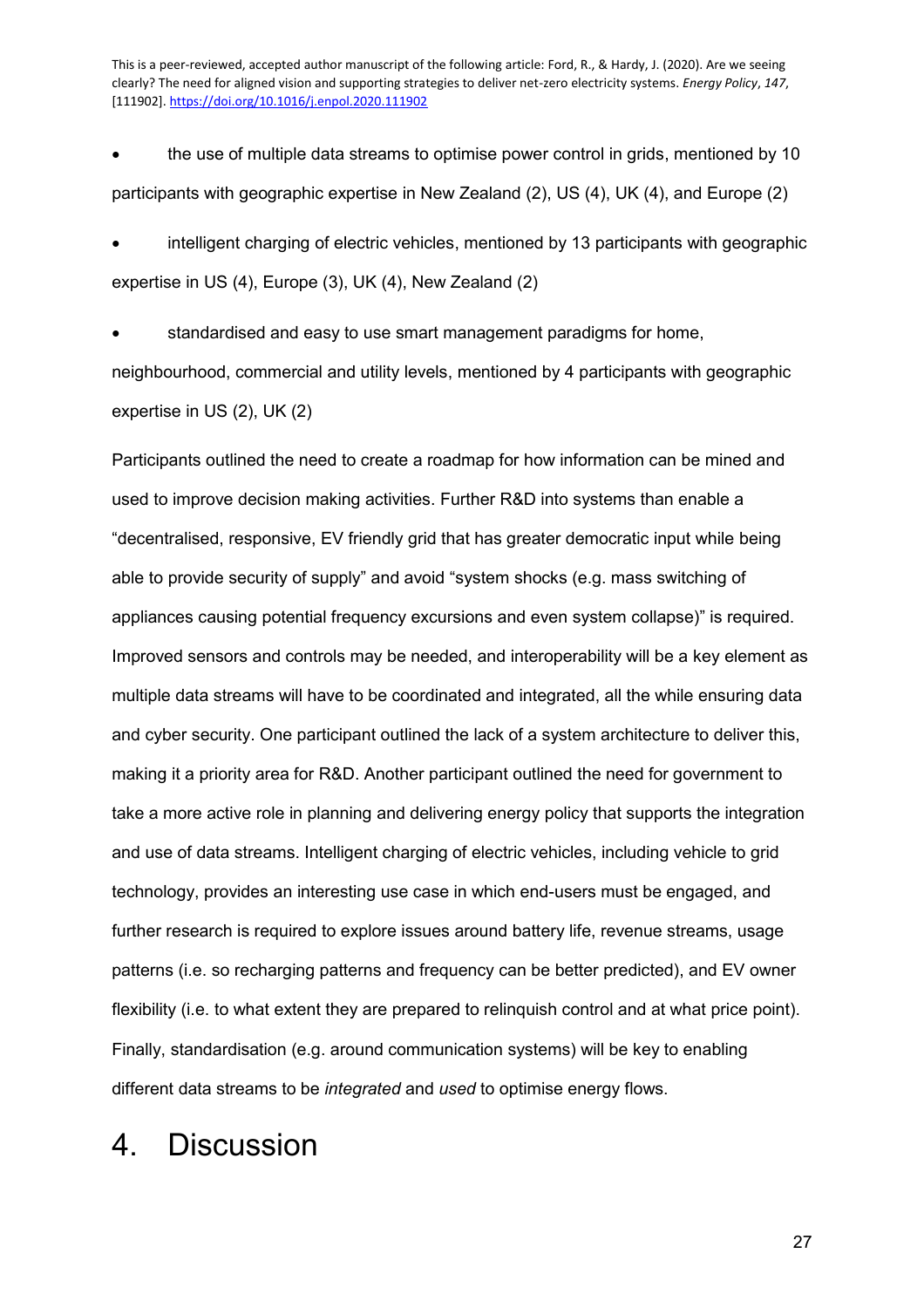- the use of multiple data streams to optimise power control in grids, mentioned by 10 participants with geographic expertise in New Zealand (2), US (4), UK (4), and Europe (2)
- intelligent charging of electric vehicles, mentioned by 13 participants with geographic expertise in US (4), Europe (3), UK (4), New Zealand (2)
- standardised and easy to use smart management paradigms for home, neighbourhood, commercial and utility levels, mentioned by 4 participants with geographic expertise in US (2), UK (2)

Participants outlined the need to create a roadmap for how information can be mined and used to improve decision making activities. Further R&D into systems than enable a "decentralised, responsive, EV friendly grid that has greater democratic input while being able to provide security of supply" and avoid "system shocks (e.g. mass switching of appliances causing potential frequency excursions and even system collapse)" is required. Improved sensors and controls may be needed, and interoperability will be a key element as multiple data streams will have to be coordinated and integrated, all the while ensuring data and cyber security. One participant outlined the lack of a system architecture to deliver this, making it a priority area for R&D. Another participant outlined the need for government to take a more active role in planning and delivering energy policy that supports the integration and use of data streams. Intelligent charging of electric vehicles, including vehicle to grid technology, provides an interesting use case in which end-users must be engaged, and further research is required to explore issues around battery life, revenue streams, usage patterns (i.e. so recharging patterns and frequency can be better predicted), and EV owner flexibility (i.e. to what extent they are prepared to relinquish control and at what price point). Finally, standardisation (e.g. around communication systems) will be key to enabling different data streams to be *integrated* and *used* to optimise energy flows.

# 4. Discussion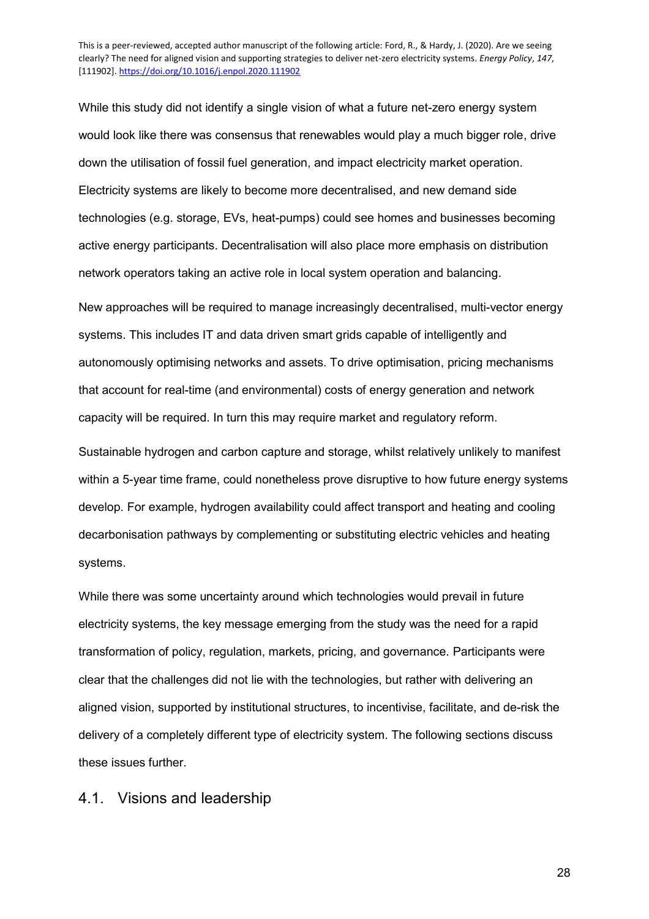While this study did not identify a single vision of what a future net-zero energy system would look like there was consensus that renewables would play a much bigger role, drive down the utilisation of fossil fuel generation, and impact electricity market operation. Electricity systems are likely to become more decentralised, and new demand side technologies (e.g. storage, EVs, heat-pumps) could see homes and businesses becoming active energy participants. Decentralisation will also place more emphasis on distribution network operators taking an active role in local system operation and balancing.

New approaches will be required to manage increasingly decentralised, multi-vector energy systems. This includes IT and data driven smart grids capable of intelligently and autonomously optimising networks and assets. To drive optimisation, pricing mechanisms that account for real-time (and environmental) costs of energy generation and network capacity will be required. In turn this may require market and regulatory reform.

Sustainable hydrogen and carbon capture and storage, whilst relatively unlikely to manifest within a 5-year time frame, could nonetheless prove disruptive to how future energy systems develop. For example, hydrogen availability could affect transport and heating and cooling decarbonisation pathways by complementing or substituting electric vehicles and heating systems.

While there was some uncertainty around which technologies would prevail in future electricity systems, the key message emerging from the study was the need for a rapid transformation of policy, regulation, markets, pricing, and governance. Participants were clear that the challenges did not lie with the technologies, but rather with delivering an aligned vision, supported by institutional structures, to incentivise, facilitate, and de-risk the delivery of a completely different type of electricity system. The following sections discuss these issues further.

## 4.1. Visions and leadership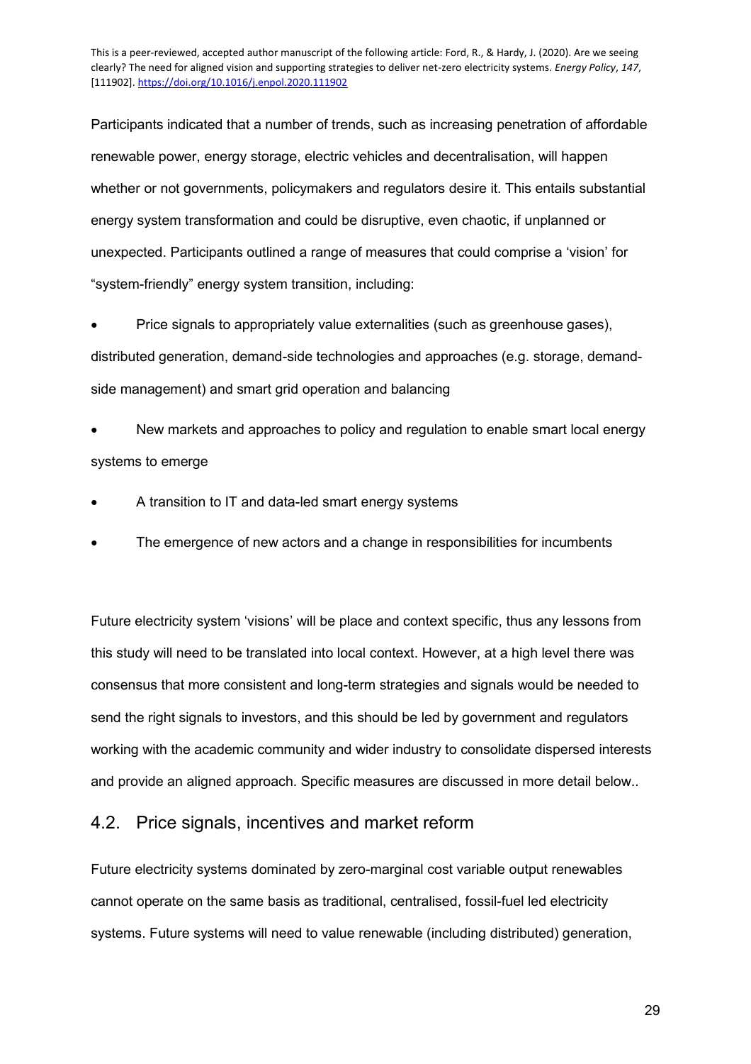Participants indicated that a number of trends, such as increasing penetration of affordable renewable power, energy storage, electric vehicles and decentralisation, will happen whether or not governments, policymakers and regulators desire it. This entails substantial energy system transformation and could be disruptive, even chaotic, if unplanned or unexpected. Participants outlined a range of measures that could comprise a 'vision' for "system-friendly" energy system transition, including:

- Price signals to appropriately value externalities (such as greenhouse gases), distributed generation, demand-side technologies and approaches (e.g. storage, demand-side management) and smart grid operation and balancing
- New markets and approaches to policy and regulation to enable smart local energy systems to emerge
- A transition to IT and data-led smart energy systems
- The emergence of new actors and a change in responsibilities for incumbents

Future electricity system 'visions' will be place and context specific, thus any lessons from this study will need to be translated into local context. However, at a high level there was consensus that more consistent and long-term strategies and signals would be needed to send the right signals to investors, and this should be led by government and regulators working with the academic community and wider industry to consolidate dispersed interests and provide an aligned approach. Specific measures are discussed in more detail below..

## 4.2. Price signals, incentives and market reform

Future electricity systems dominated by zero-marginal cost variable output renewables cannot operate on the same basis as traditional, centralised, fossil-fuel led electricity systems. Future systems will need to value renewable (including distributed) generation,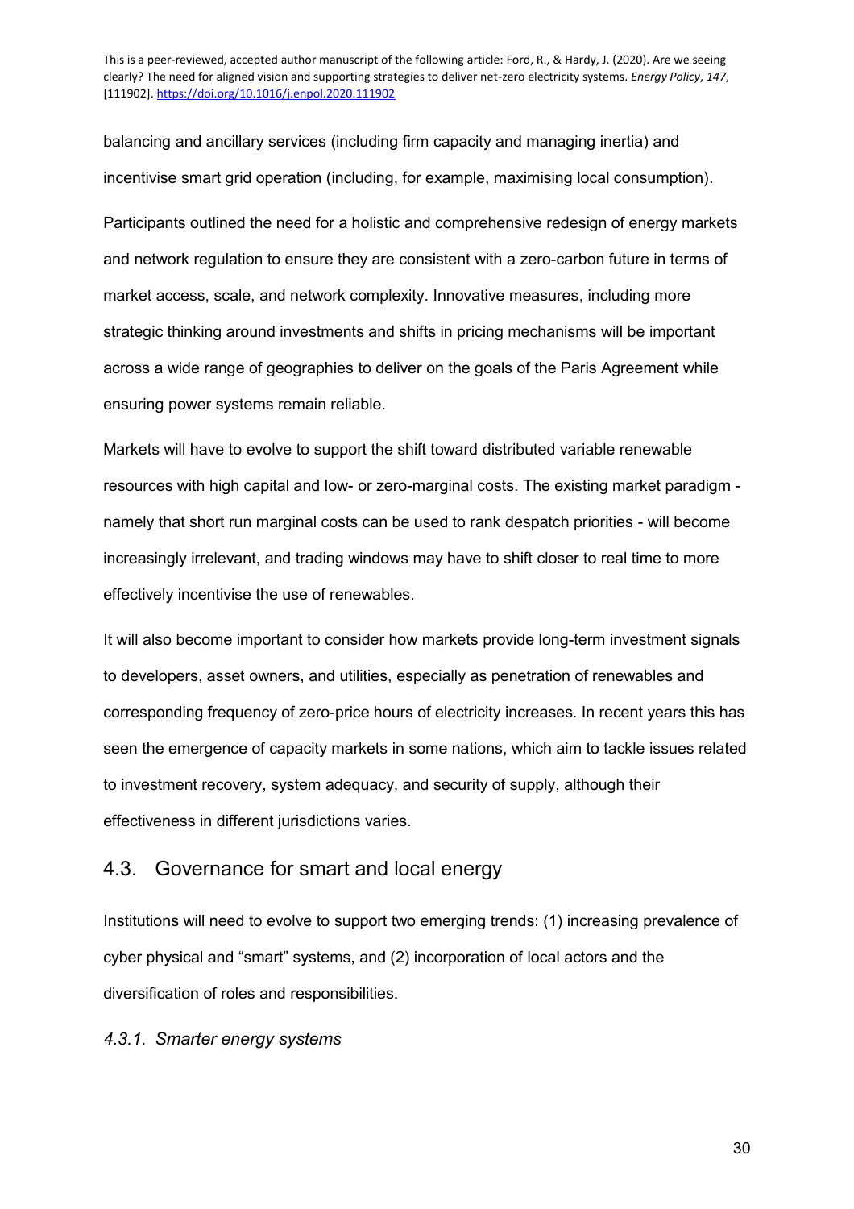balancing and ancillary services (including firm capacity and managing inertia) and incentivise smart grid operation (including, for example, maximising local consumption).

Participants outlined the need for a holistic and comprehensive redesign of energy markets and network regulation to ensure they are consistent with a zero-carbon future in terms of market access, scale, and network complexity. Innovative measures, including more strategic thinking around investments and shifts in pricing mechanisms will be important across a wide range of geographies to deliver on the goals of the Paris Agreement while ensuring power systems remain reliable.

Markets will have to evolve to support the shift toward distributed variable renewable resources with high capital and low- or zero-marginal costs. The existing market paradigm - namely that short run marginal costs can be used to rank despatch priorities - will become increasingly irrelevant, and trading windows may have to shift closer to real time to more effectively incentivise the use of renewables.

It will also become important to consider how markets provide long-term investment signals to developers, asset owners, and utilities, especially as penetration of renewables and corresponding frequency of zero-price hours of electricity increases. In recent years this has seen the emergence of capacity markets in some nations, which aim to tackle issues related to investment recovery, system adequacy, and security of supply, although their effectiveness in different jurisdictions varies.

## 4.3. Governance for smart and local energy

Institutions will need to evolve to support two emerging trends: (1) increasing prevalence of cyber physical and "smart" systems, and (2) incorporation of local actors and the diversification of roles and responsibilities.

### *4.3.1. Smarter energy systems*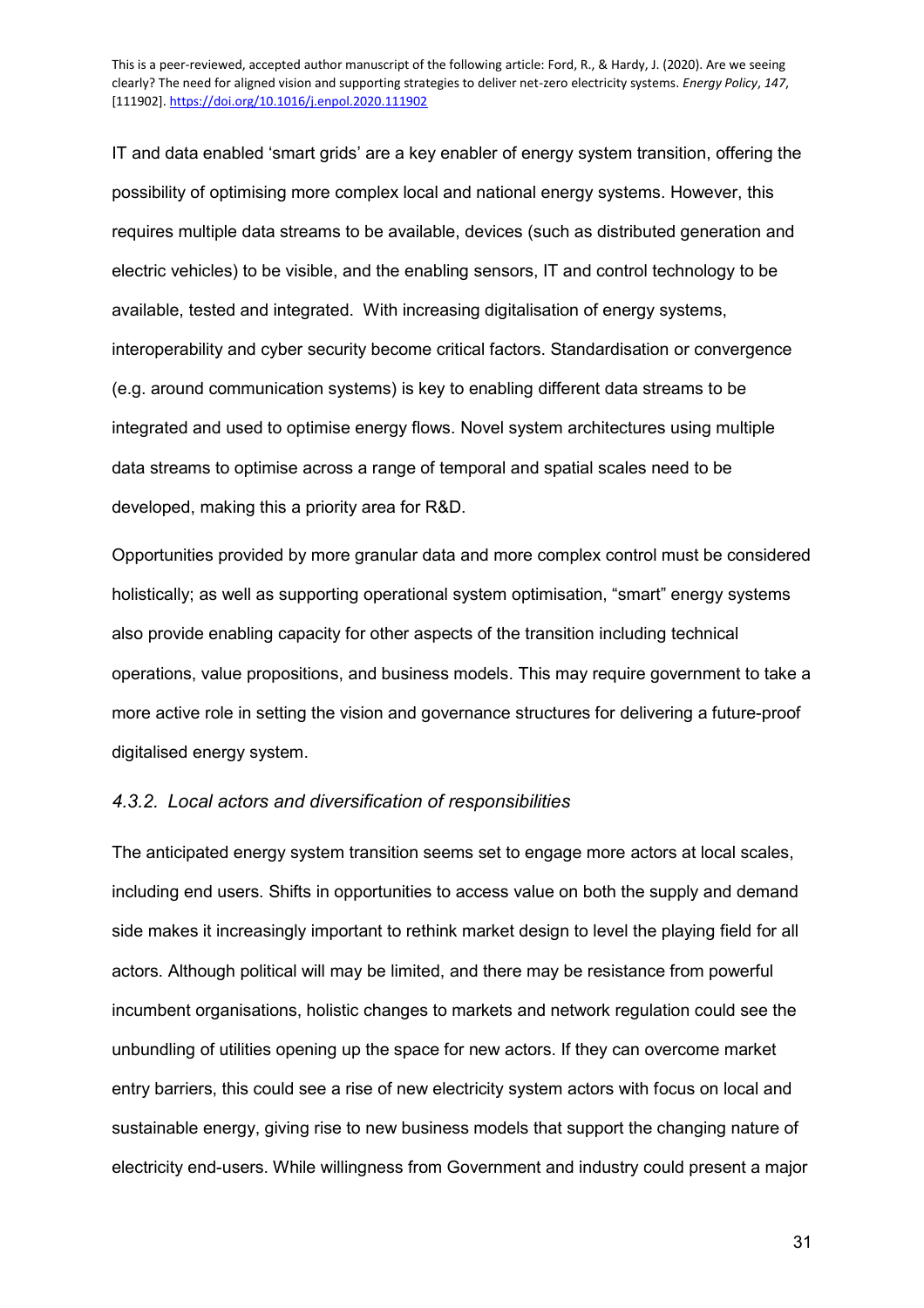IT and data enabled 'smart grids' are a key enabler of energy system transition, offering the possibility of optimising more complex local and national energy systems. However, this requires multiple data streams to be available, devices (such as distributed generation and electric vehicles) to be visible, and the enabling sensors, IT and control technology to be available, tested and integrated. With increasing digitalisation of energy systems, interoperability and cyber security become critical factors. Standardisation or convergence (e.g. around communication systems) is key to enabling different data streams to be integrated and used to optimise energy flows. Novel system architectures using multiple data streams to optimise across a range of temporal and spatial scales need to be developed, making this a priority area for R&D.

Opportunities provided by more granular data and more complex control must be considered holistically; as well as supporting operational system optimisation, "smart" energy systems also provide enabling capacity for other aspects of the transition including technical operations, value propositions, and business models. This may require government to take a more active role in setting the vision and governance structures for delivering a future-proof digitalised energy system.

#### *4.3.2. Local actors and diversification of responsibilities*

The anticipated energy system transition seems set to engage more actors at local scales, including end users. Shifts in opportunities to access value on both the supply and demand side makes it increasingly important to rethink market design to level the playing field for all actors. Although political will may be limited, and there may be resistance from powerful incumbent organisations, holistic changes to markets and network regulation could see the unbundling of utilities opening up the space for new actors. If they can overcome market entry barriers, this could see a rise of new electricity system actors with focus on local and sustainable energy, giving rise to new business models that support the changing nature of electricity end-users. While willingness from Government and industry could present a major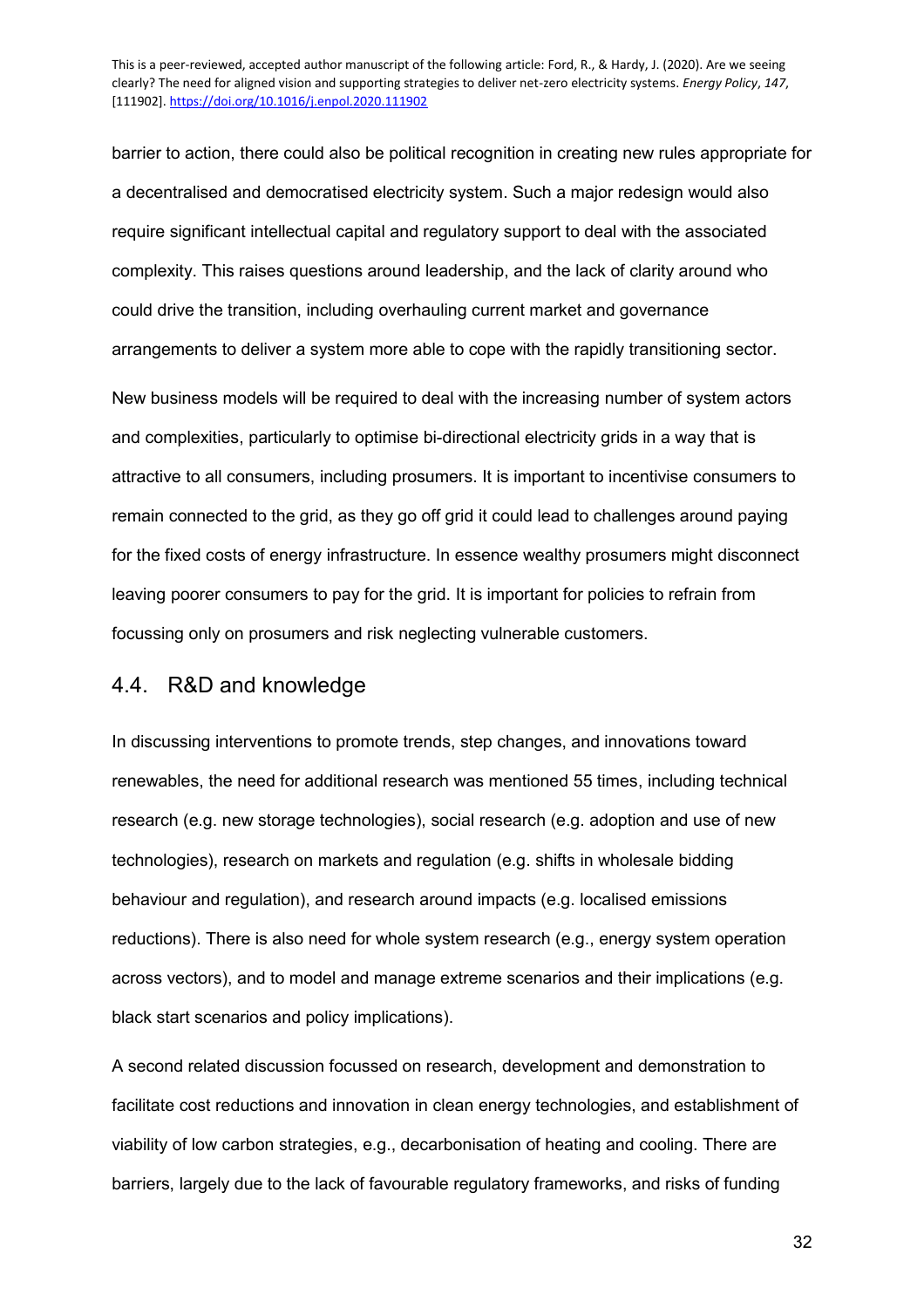barrier to action, there could also be political recognition in creating new rules appropriate for a decentralised and democratised electricity system. Such a major redesign would also require significant intellectual capital and regulatory support to deal with the associated complexity. This raises questions around leadership, and the lack of clarity around who could drive the transition, including overhauling current market and governance arrangements to deliver a system more able to cope with the rapidly transitioning sector.

New business models will be required to deal with the increasing number of system actors and complexities, particularly to optimise bi-directional electricity grids in a way that is attractive to all consumers, including prosumers. It is important to incentivise consumers to remain connected to the grid, as they go off grid it could lead to challenges around paying for the fixed costs of energy infrastructure. In essence wealthy prosumers might disconnect leaving poorer consumers to pay for the grid. It is important for policies to refrain from focussing only on prosumers and risk neglecting vulnerable customers.

## 4.4. R&D and knowledge

In discussing interventions to promote trends, step changes, and innovations toward renewables, the need for additional research was mentioned 55 times, including technical research (e.g. new storage technologies), social research (e.g. adoption and use of new technologies), research on markets and regulation (e.g. shifts in wholesale bidding behaviour and regulation), and research around impacts (e.g. localised emissions reductions). There is also need for whole system research (e.g., energy system operation across vectors), and to model and manage extreme scenarios and their implications (e.g. black start scenarios and policy implications).

A second related discussion focussed on research, development and demonstration to facilitate cost reductions and innovation in clean energy technologies, and establishment of viability of low carbon strategies, e.g., decarbonisation of heating and cooling. There are barriers, largely due to the lack of favourable regulatory frameworks, and risks of funding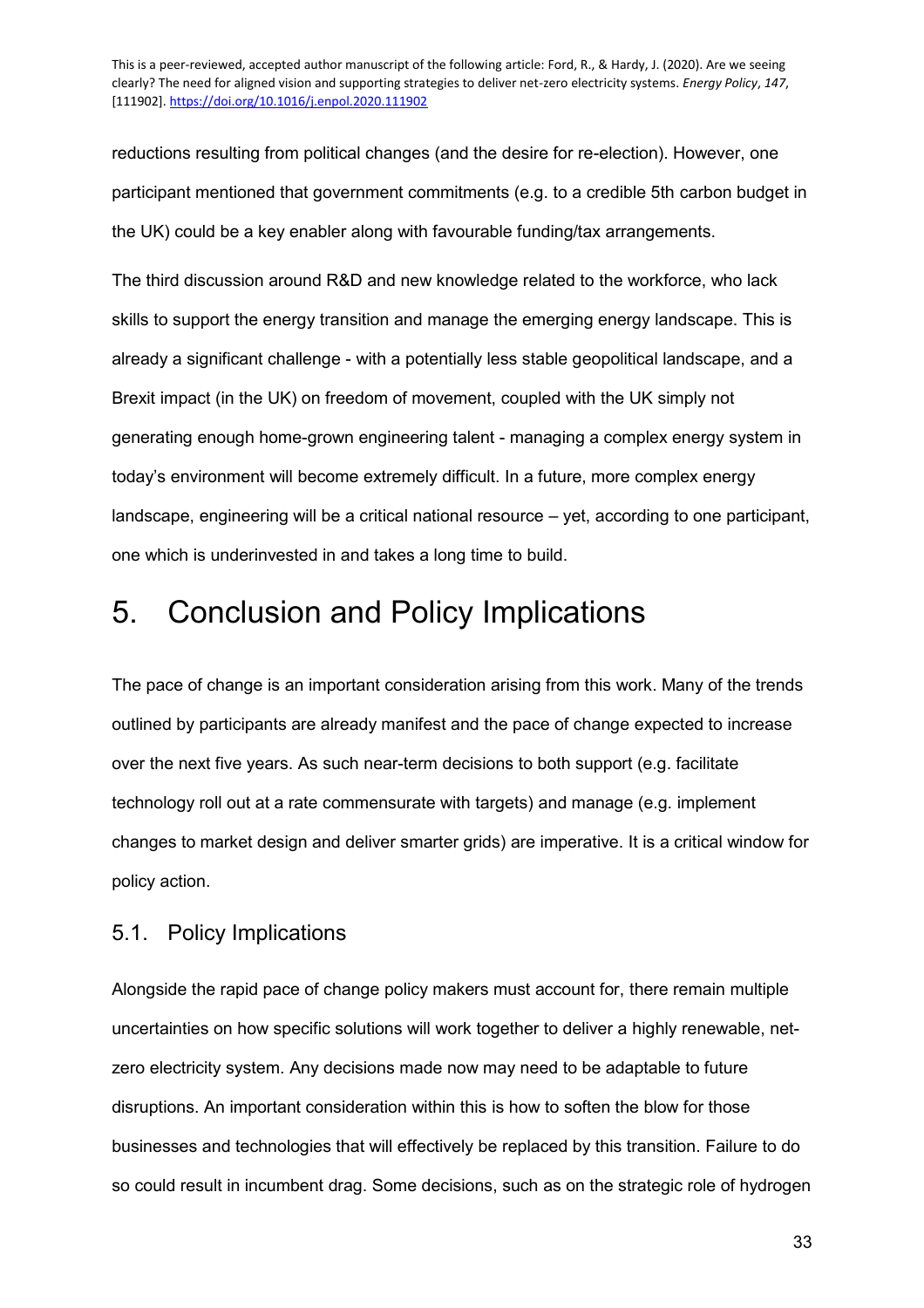reductions resulting from political changes (and the desire for re-election). However, one participant mentioned that government commitments (e.g. to a credible 5th carbon budget in the UK) could be a key enabler along with favourable funding/tax arrangements.

The third discussion around R&D and new knowledge related to the workforce, who lack skills to support the energy transition and manage the emerging energy landscape. This is already a significant challenge - with a potentially less stable geopolitical landscape, and a Brexit impact (in the UK) on freedom of movement, coupled with the UK simply not generating enough home-grown engineering talent - managing a complex energy system in today's environment will become extremely difficult. In a future, more complex energy landscape, engineering will be a critical national resource – yet, according to one participant, one which is underinvested in and takes a long time to build.

# 5. Conclusion and Policy Implications

The pace of change is an important consideration arising from this work. Many of the trends outlined by participants are already manifest and the pace of change expected to increase over the next five years. As such near-term decisions to both support (e.g. facilitate technology roll out at a rate commensurate with targets) and manage (e.g. implement changes to market design and deliver smarter grids) are imperative. It is a critical window for policy action.

## 5.1. Policy Implications

Alongside the rapid pace of change policy makers must account for, there remain multiple uncertainties on how specific solutions will work together to deliver a highly renewable, net-zero electricity system. Any decisions made now may need to be adaptable to future disruptions. An important consideration within this is how to soften the blow for those businesses and technologies that will effectively be replaced by this transition. Failure to do so could result in incumbent drag. Some decisions, such as on the strategic role of hydrogen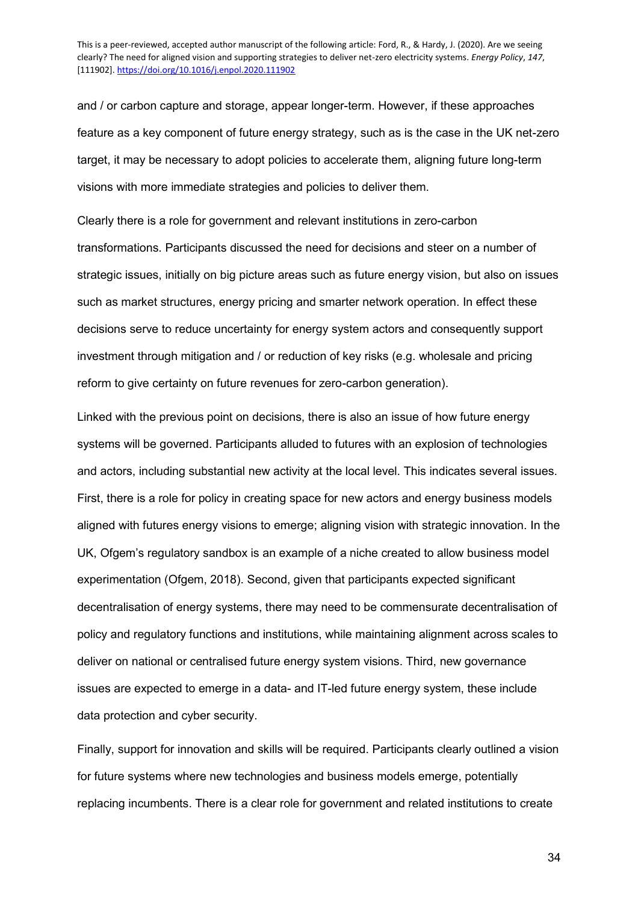and / or carbon capture and storage, appear longer-term. However, if these approaches feature as a key component of future energy strategy, such as is the case in the UK net-zero target, it may be necessary to adopt policies to accelerate them, aligning future long-term visions with more immediate strategies and policies to deliver them.

Clearly there is a role for government and relevant institutions in zero-carbon transformations. Participants discussed the need for decisions and steer on a number of strategic issues, initially on big picture areas such as future energy vision, but also on issues such as market structures, energy pricing and smarter network operation. In effect these decisions serve to reduce uncertainty for energy system actors and consequently support investment through mitigation and / or reduction of key risks (e.g. wholesale and pricing reform to give certainty on future revenues for zero-carbon generation).

Linked with the previous point on decisions, there is also an issue of how future energy systems will be governed. Participants alluded to futures with an explosion of technologies and actors, including substantial new activity at the local level. This indicates several issues. First, there is a role for policy in creating space for new actors and energy business models aligned with futures energy visions to emerge; aligning vision with strategic innovation. In the UK, Ofgem's regulatory sandbox is an example of a niche created to allow business model experimentation (Ofgem, 2018). Second, given that participants expected significant decentralisation of energy systems, there may need to be commensurate decentralisation of policy and regulatory functions and institutions, while maintaining alignment across scales to deliver on national or centralised future energy system visions. Third, new governance issues are expected to emerge in a data- and IT-led future energy system, these include data protection and cyber security.

Finally, support for innovation and skills will be required. Participants clearly outlined a vision for future systems where new technologies and business models emerge, potentially replacing incumbents. There is a clear role for government and related institutions to create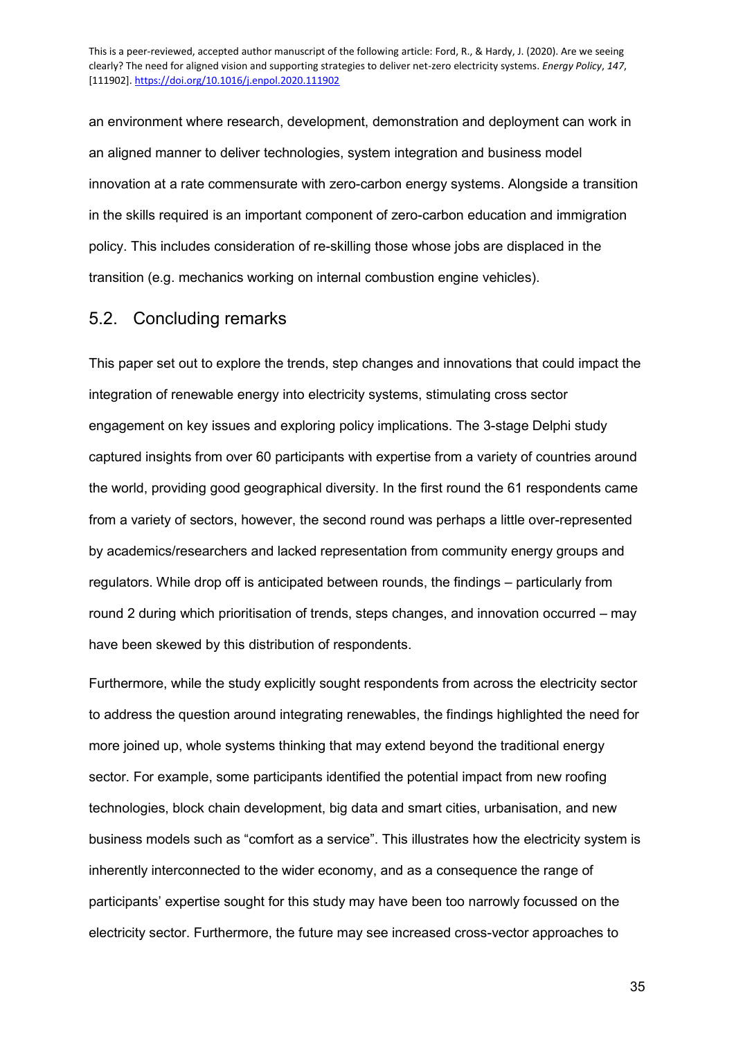an environment where research, development, demonstration and deployment can work in an aligned manner to deliver technologies, system integration and business model innovation at a rate commensurate with zero-carbon energy systems. Alongside a transition in the skills required is an important component of zero-carbon education and immigration policy. This includes consideration of re-skilling those whose jobs are displaced in the transition (e.g. mechanics working on internal combustion engine vehicles).

## 5.2. Concluding remarks

This paper set out to explore the trends, step changes and innovations that could impact the integration of renewable energy into electricity systems, stimulating cross sector engagement on key issues and exploring policy implications. The 3-stage Delphi study captured insights from over 60 participants with expertise from a variety of countries around the world, providing good geographical diversity. In the first round the 61 respondents came from a variety of sectors, however, the second round was perhaps a little over-represented by academics/researchers and lacked representation from community energy groups and regulators. While drop off is anticipated between rounds, the findings – particularly from round 2 during which prioritisation of trends, steps changes, and innovation occurred – may have been skewed by this distribution of respondents.

Furthermore, while the study explicitly sought respondents from across the electricity sector to address the question around integrating renewables, the findings highlighted the need for more joined up, whole systems thinking that may extend beyond the traditional energy sector. For example, some participants identified the potential impact from new roofing technologies, block chain development, big data and smart cities, urbanisation, and new business models such as "comfort as a service". This illustrates how the electricity system is inherently interconnected to the wider economy, and as a consequence the range of participants' expertise sought for this study may have been too narrowly focussed on the electricity sector. Furthermore, the future may see increased cross-vector approaches to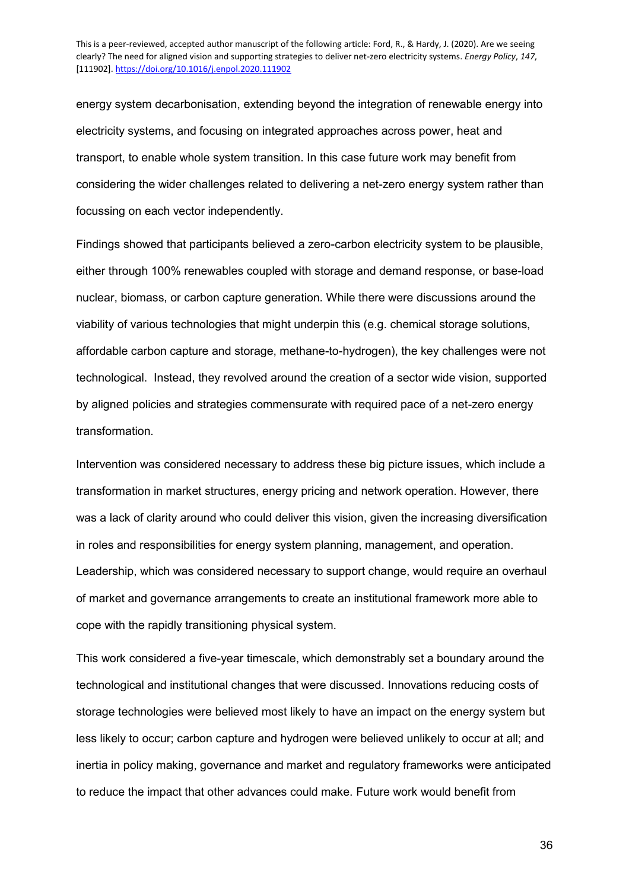energy system decarbonisation, extending beyond the integration of renewable energy into electricity systems, and focusing on integrated approaches across power, heat and transport, to enable whole system transition. In this case future work may benefit from considering the wider challenges related to delivering a net-zero energy system rather than focussing on each vector independently.

Findings showed that participants believed a zero-carbon electricity system to be plausible, either through 100% renewables coupled with storage and demand response, or base-load nuclear, biomass, or carbon capture generation. While there were discussions around the viability of various technologies that might underpin this (e.g. chemical storage solutions, affordable carbon capture and storage, methane-to-hydrogen), the key challenges were not technological. Instead, they revolved around the creation of a sector wide vision, supported by aligned policies and strategies commensurate with required pace of a net-zero energy transformation.

Intervention was considered necessary to address these big picture issues, which include a transformation in market structures, energy pricing and network operation. However, there was a lack of clarity around who could deliver this vision, given the increasing diversification in roles and responsibilities for energy system planning, management, and operation. Leadership, which was considered necessary to support change, would require an overhaul of market and governance arrangements to create an institutional framework more able to cope with the rapidly transitioning physical system.

This work considered a five-year timescale, which demonstrably set a boundary around the technological and institutional changes that were discussed. Innovations reducing costs of storage technologies were believed most likely to have an impact on the energy system but less likely to occur; carbon capture and hydrogen were believed unlikely to occur at all; and inertia in policy making, governance and market and regulatory frameworks were anticipated to reduce the impact that other advances could make. Future work would benefit from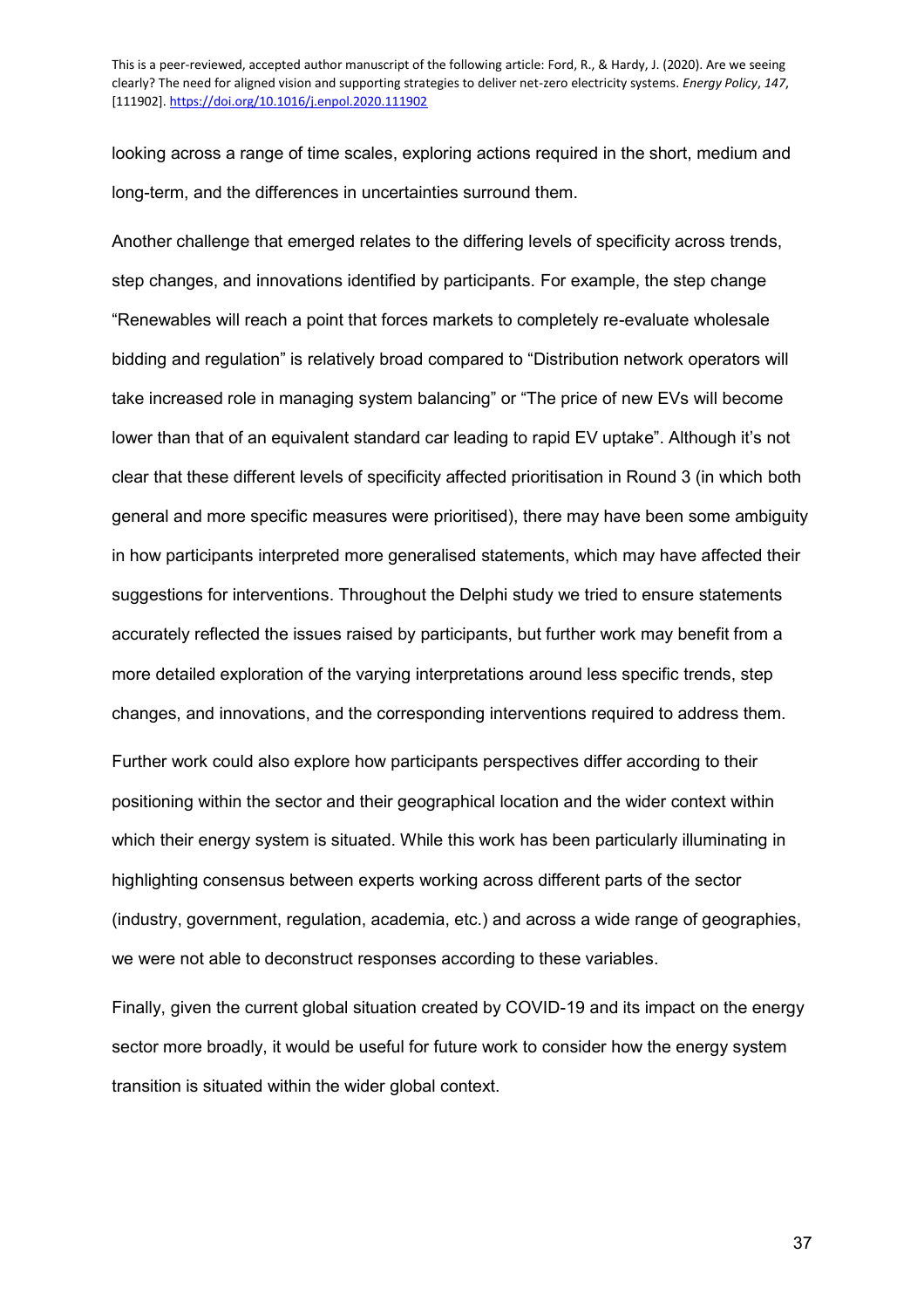looking across a range of time scales, exploring actions required in the short, medium and long-term, and the differences in uncertainties surround them.

Another challenge that emerged relates to the differing levels of specificity across trends, step changes, and innovations identified by participants. For example, the step change "Renewables will reach a point that forces markets to completely re-evaluate wholesale bidding and regulation" is relatively broad compared to "Distribution network operators will take increased role in managing system balancing" or "The price of new EVs will become lower than that of an equivalent standard car leading to rapid EV uptake". Although it's not clear that these different levels of specificity affected prioritisation in Round 3 (in which both general and more specific measures were prioritised), there may have been some ambiguity in how participants interpreted more generalised statements, which may have affected their suggestions for interventions. Throughout the Delphi study we tried to ensure statements accurately reflected the issues raised by participants, but further work may benefit from a more detailed exploration of the varying interpretations around less specific trends, step changes, and innovations, and the corresponding interventions required to address them.

Further work could also explore how participants perspectives differ according to their positioning within the sector and their geographical location and the wider context within which their energy system is situated. While this work has been particularly illuminating in highlighting consensus between experts working across different parts of the sector (industry, government, regulation, academia, etc.) and across a wide range of geographies, we were not able to deconstruct responses according to these variables.

Finally, given the current global situation created by COVID-19 and its impact on the energy sector more broadly, it would be useful for future work to consider how the energy system transition is situated within the wider global context.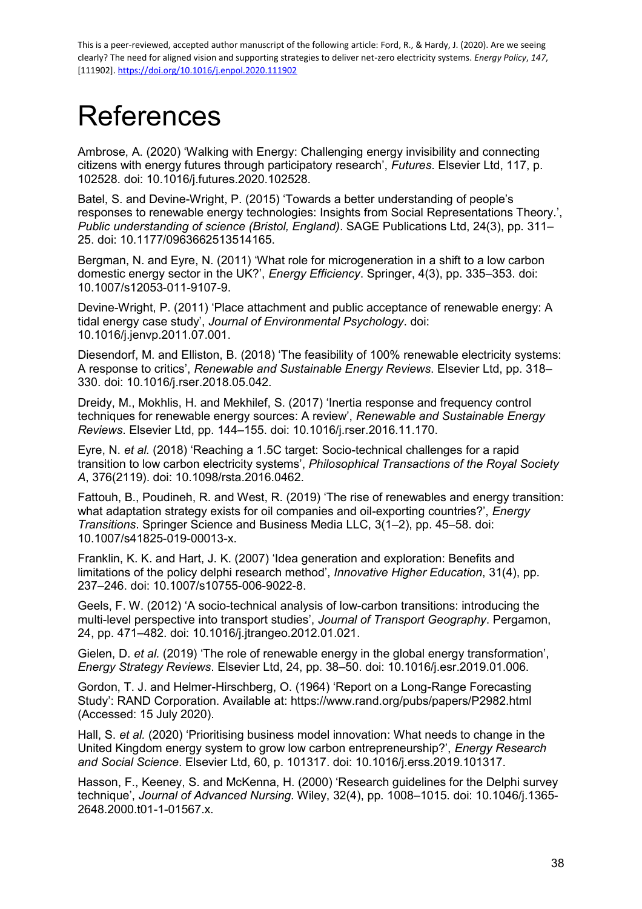# References

Ambrose, A. (2020) 'Walking with Energy: Challenging energy invisibility and connecting citizens with energy futures through participatory research', *Futures*. Elsevier Ltd, 117, p. 102528. doi: 10.1016/j.futures.2020.102528.

Batel, S. and Devine-Wright, P. (2015) 'Towards a better understanding of people's responses to renewable energy technologies: Insights from Social Representations Theory.', *Public understanding of science (Bristol, England)*. SAGE Publications Ltd, 24(3), pp. 311–25. doi: 10.1177/0963662513514165.

Bergman, N. and Eyre, N. (2011) 'What role for microgeneration in a shift to a low carbon domestic energy sector in the UK?', *Energy Efficiency*. Springer, 4(3), pp. 335–353. doi: 10.1007/s12053-011-9107-9.

Devine-Wright, P. (2011) 'Place attachment and public acceptance of renewable energy: A tidal energy case study', *Journal of Environmental Psychology*. doi: 10.1016/j.jenvp.2011.07.001.

Diesendorf, M. and Elliston, B. (2018) 'The feasibility of 100% renewable electricity systems: A response to critics', *Renewable and Sustainable Energy Reviews*. Elsevier Ltd, pp. 318–330. doi: 10.1016/j.rser.2018.05.042.

Dreidy, M., Mokhlis, H. and Mekhilef, S. (2017) 'Inertia response and frequency control techniques for renewable energy sources: A review', *Renewable and Sustainable Energy Reviews*. Elsevier Ltd, pp. 144–155. doi: 10.1016/j.rser.2016.11.170.

Eyre, N. *et al.* (2018) 'Reaching a 1.5C target: Socio-technical challenges for a rapid transition to low carbon electricity systems', *Philosophical Transactions of the Royal Society A*, 376(2119). doi: 10.1098/rsta.2016.0462.

Fattouh, B., Poudineh, R. and West, R. (2019) 'The rise of renewables and energy transition: what adaptation strategy exists for oil companies and oil-exporting countries?', *Energy Transitions*. Springer Science and Business Media LLC, 3(1–2), pp. 45–58. doi: 10.1007/s41825-019-00013-x.

Franklin, K. K. and Hart, J. K. (2007) 'Idea generation and exploration: Benefits and limitations of the policy delphi research method', *Innovative Higher Education*, 31(4), pp. 237–246. doi: 10.1007/s10755-006-9022-8.

Geels, F. W. (2012) 'A socio-technical analysis of low-carbon transitions: introducing the multi-level perspective into transport studies', *Journal of Transport Geography*. Pergamon, 24, pp. 471–482. doi: 10.1016/j.jtrangeo.2012.01.021.

Gielen, D. *et al.* (2019) 'The role of renewable energy in the global energy transformation', *Energy Strategy Reviews*. Elsevier Ltd, 24, pp. 38–50. doi: 10.1016/j.esr.2019.01.006.

Gordon, T. J. and Helmer-Hirschberg, O. (1964) 'Report on a Long-Range Forecasting Study': RAND Corporation. Available at: https://www.rand.org/pubs/papers/P2982.html (Accessed: 15 July 2020).

Hall, S. *et al.* (2020) 'Prioritising business model innovation: What needs to change in the United Kingdom energy system to grow low carbon entrepreneurship?', *Energy Research and Social Science*. Elsevier Ltd, 60, p. 101317. doi: 10.1016/j.erss.2019.101317.

Hasson, F., Keeney, S. and McKenna, H. (2000) 'Research guidelines for the Delphi survey technique', *Journal of Advanced Nursing*. Wiley, 32(4), pp. 1008–1015. doi: 10.1046/j.1365-2648.2000.t01-1-01567.x.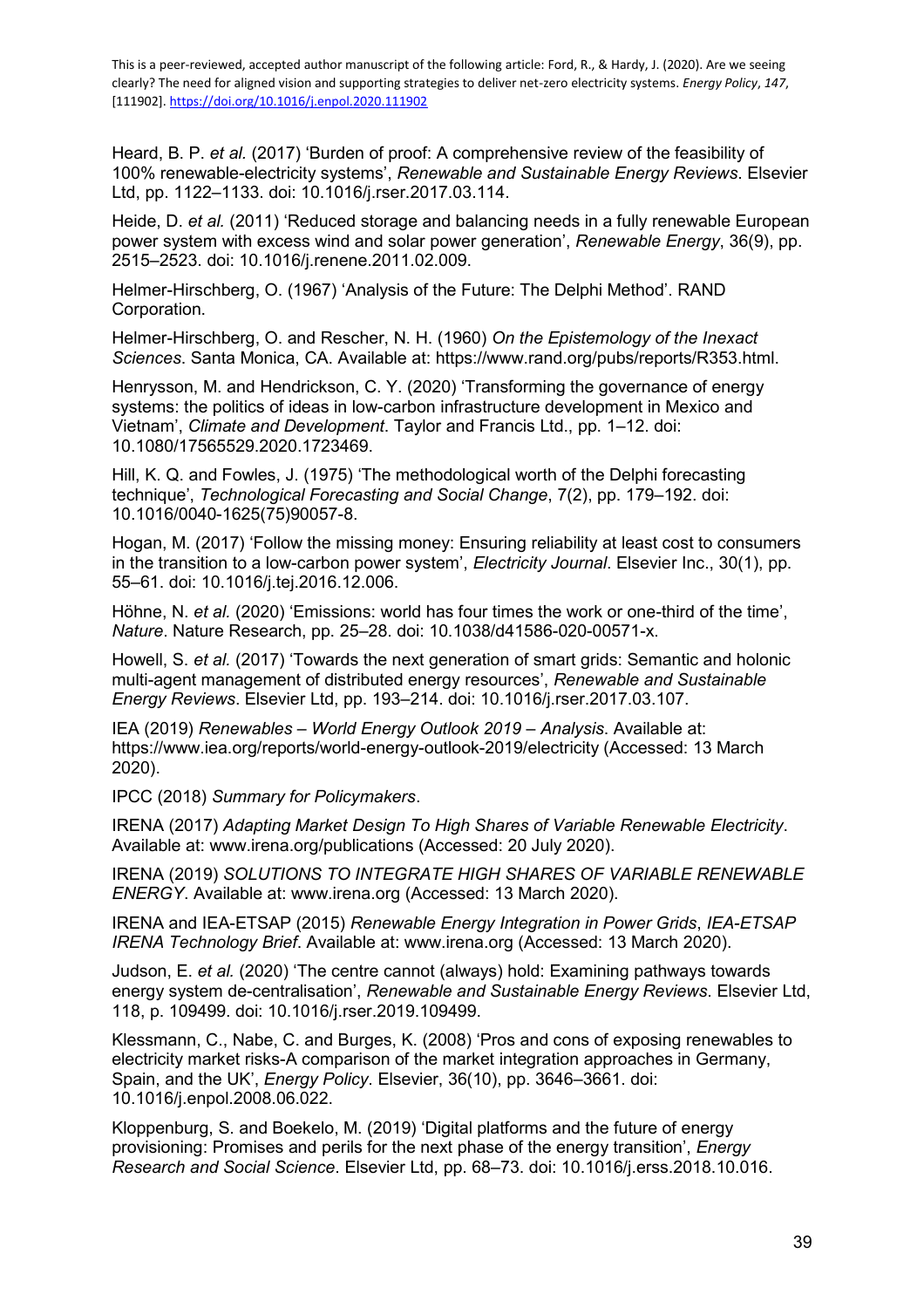Heard, B. P. *et al.* (2017) 'Burden of proof: A comprehensive review of the feasibility of 100% renewable-electricity systems', *Renewable and Sustainable Energy Reviews*. Elsevier Ltd, pp. 1122–1133. doi: 10.1016/j.rser.2017.03.114.

Heide, D. *et al.* (2011) 'Reduced storage and balancing needs in a fully renewable European power system with excess wind and solar power generation', *Renewable Energy*, 36(9), pp. 2515–2523. doi: 10.1016/j.renene.2011.02.009.

Helmer-Hirschberg, O. (1967) 'Analysis of the Future: The Delphi Method'. RAND Corporation.

Helmer-Hirschberg, O. and Rescher, N. H. (1960) *On the Epistemology of the Inexact Sciences*. Santa Monica, CA. Available at: https://www.rand.org/pubs/reports/R353.html.

Henrysson, M. and Hendrickson, C. Y. (2020) 'Transforming the governance of energy systems: the politics of ideas in low-carbon infrastructure development in Mexico and Vietnam', *Climate and Development*. Taylor and Francis Ltd., pp. 1–12. doi: 10.1080/17565529.2020.1723469.

Hill, K. Q. and Fowles, J. (1975) 'The methodological worth of the Delphi forecasting technique', *Technological Forecasting and Social Change*, 7(2), pp. 179–192. doi: 10.1016/0040-1625(75)90057-8.

Hogan, M. (2017) 'Follow the missing money: Ensuring reliability at least cost to consumers in the transition to a low-carbon power system', *Electricity Journal*. Elsevier Inc., 30(1), pp. 55–61. doi: 10.1016/j.tej.2016.12.006.

Höhne, N. *et al.* (2020) 'Emissions: world has four times the work or one-third of the time', *Nature*. Nature Research, pp. 25–28. doi: 10.1038/d41586-020-00571-x.

Howell, S. *et al.* (2017) 'Towards the next generation of smart grids: Semantic and holonic multi-agent management of distributed energy resources', *Renewable and Sustainable Energy Reviews*. Elsevier Ltd, pp. 193–214. doi: 10.1016/j.rser.2017.03.107.

IEA (2019) *Renewables – World Energy Outlook 2019 – Analysis*. Available at: https://www.iea.org/reports/world-energy-outlook-2019/electricity (Accessed: 13 March 2020).

IPCC (2018) *Summary for Policymakers*.

IRENA (2017) *Adapting Market Design To High Shares of Variable Renewable Electricity*. Available at: www.irena.org/publications (Accessed: 20 July 2020).

IRENA (2019) *SOLUTIONS TO INTEGRATE HIGH SHARES OF VARIABLE RENEWABLE ENERGY*. Available at: www.irena.org (Accessed: 13 March 2020).

IRENA and IEA-ETSAP (2015) *Renewable Energy Integration in Power Grids*, *IEA-ETSAP IRENA Technology Brief*. Available at: www.irena.org (Accessed: 13 March 2020).

Judson, E. *et al.* (2020) 'The centre cannot (always) hold: Examining pathways towards energy system de-centralisation', *Renewable and Sustainable Energy Reviews*. Elsevier Ltd, 118, p. 109499. doi: 10.1016/j.rser.2019.109499.

Klessmann, C., Nabe, C. and Burges, K. (2008) 'Pros and cons of exposing renewables to electricity market risks-A comparison of the market integration approaches in Germany, Spain, and the UK', *Energy Policy*. Elsevier, 36(10), pp. 3646–3661. doi: 10.1016/j.enpol.2008.06.022.

Kloppenburg, S. and Boekelo, M. (2019) 'Digital platforms and the future of energy provisioning: Promises and perils for the next phase of the energy transition', *Energy Research and Social Science*. Elsevier Ltd, pp. 68–73. doi: 10.1016/j.erss.2018.10.016.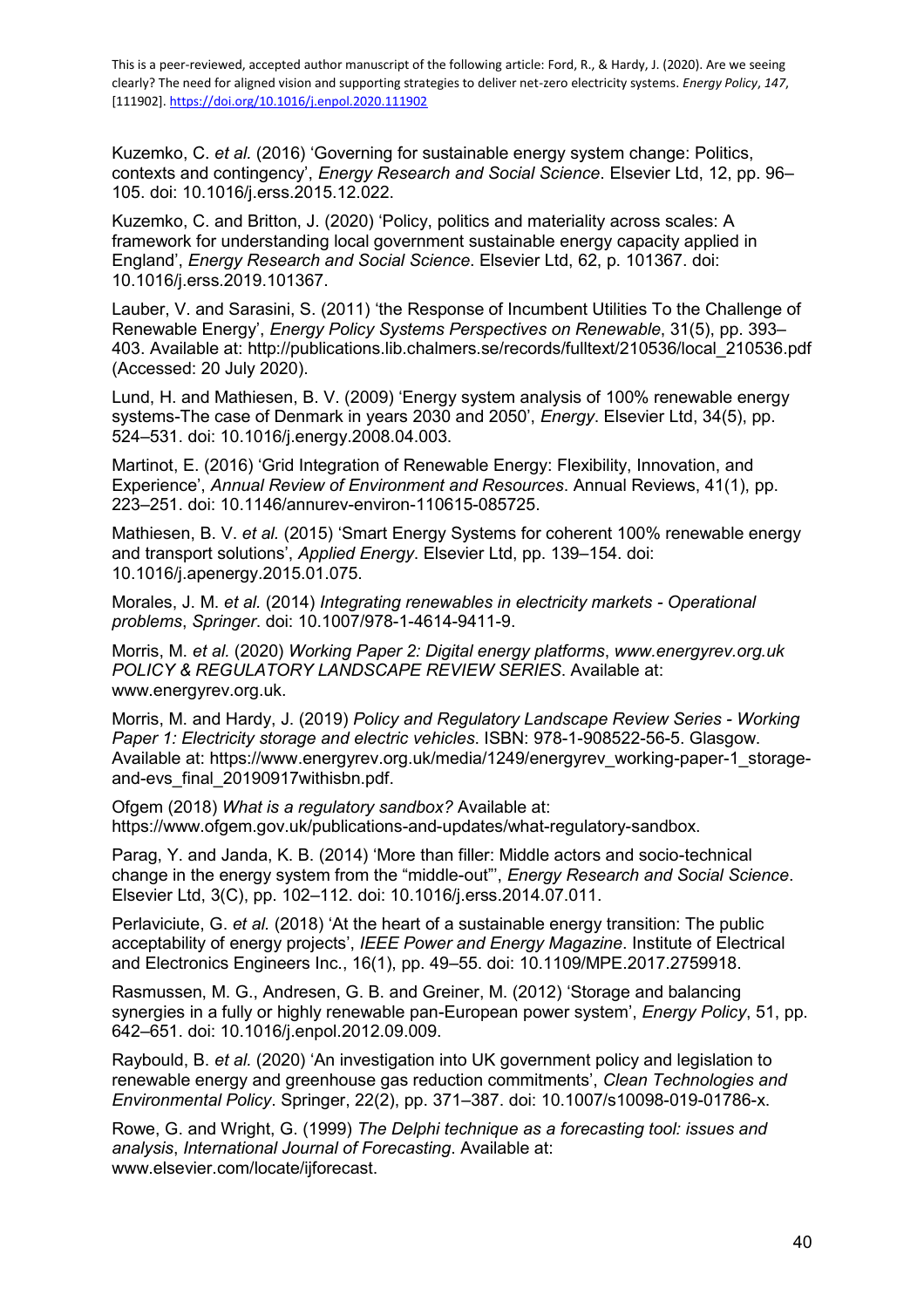Kuzemko, C. *et al.* (2016) 'Governing for sustainable energy system change: Politics, contexts and contingency', *Energy Research and Social Science*. Elsevier Ltd, 12, pp. 96–105. doi: 10.1016/j.erss.2015.12.022.

Kuzemko, C. and Britton, J. (2020) 'Policy, politics and materiality across scales: A framework for understanding local government sustainable energy capacity applied in England', *Energy Research and Social Science*. Elsevier Ltd, 62, p. 101367. doi: 10.1016/j.erss.2019.101367.

Lauber, V. and Sarasini, S. (2011) 'the Response of Incumbent Utilities To the Challenge of Renewable Energy', *Energy Policy Systems Perspectives on Renewable*, 31(5), pp. 393–403. Available at: http://publications.lib.chalmers.se/records/fulltext/210536/local_210536.pdf (Accessed: 20 July 2020).

Lund, H. and Mathiesen, B. V. (2009) 'Energy system analysis of 100% renewable energy systems-The case of Denmark in years 2030 and 2050', *Energy*. Elsevier Ltd, 34(5), pp. 524–531. doi: 10.1016/j.energy.2008.04.003.

Martinot, E. (2016) 'Grid Integration of Renewable Energy: Flexibility, Innovation, and Experience', *Annual Review of Environment and Resources*. Annual Reviews, 41(1), pp. 223–251. doi: 10.1146/annurev-environ-110615-085725.

Mathiesen, B. V. *et al.* (2015) 'Smart Energy Systems for coherent 100% renewable energy and transport solutions', *Applied Energy*. Elsevier Ltd, pp. 139–154. doi: 10.1016/j.apenergy.2015.01.075.

Morales, J. M. *et al.* (2014) *Integrating renewables in electricity markets - Operational problems*, *Springer*. doi: 10.1007/978-1-4614-9411-9.

Morris, M. *et al.* (2020) *Working Paper 2: Digital energy platforms*, *www.energyrev.org.uk POLICY & REGULATORY LANDSCAPE REVIEW SERIES*. Available at: www.energyrev.org.uk.

Morris, M. and Hardy, J. (2019) *Policy and Regulatory Landscape Review Series - Working Paper 1: Electricity storage and electric vehicles*. ISBN: 978-1-908522-56-5. Glasgow. Available at: https://www.energyrev.org.uk/media/1249/energyrev_working-paper-1_storage-and-evs_final_20190917withisbn.pdf.

Ofgem (2018) *What is a regulatory sandbox?* Available at: https://www.ofgem.gov.uk/publications-and-updates/what-regulatory-sandbox.

Parag, Y. and Janda, K. B. (2014) 'More than filler: Middle actors and socio-technical change in the energy system from the "middle-out"', *Energy Research and Social Science*. Elsevier Ltd, 3(C), pp. 102–112. doi: 10.1016/j.erss.2014.07.011.

Perlaviciute, G. *et al.* (2018) 'At the heart of a sustainable energy transition: The public acceptability of energy projects', *IEEE Power and Energy Magazine*. Institute of Electrical and Electronics Engineers Inc., 16(1), pp. 49–55. doi: 10.1109/MPE.2017.2759918.

Rasmussen, M. G., Andresen, G. B. and Greiner, M. (2012) 'Storage and balancing synergies in a fully or highly renewable pan-European power system', *Energy Policy*, 51, pp. 642–651. doi: 10.1016/j.enpol.2012.09.009.

Raybould, B. *et al.* (2020) 'An investigation into UK government policy and legislation to renewable energy and greenhouse gas reduction commitments', *Clean Technologies and Environmental Policy*. Springer, 22(2), pp. 371–387. doi: 10.1007/s10098-019-01786-x.

Rowe, G. and Wright, G. (1999) *The Delphi technique as a forecasting tool: issues and analysis*, *International Journal of Forecasting*. Available at: www.elsevier.com/locate/ijforecast.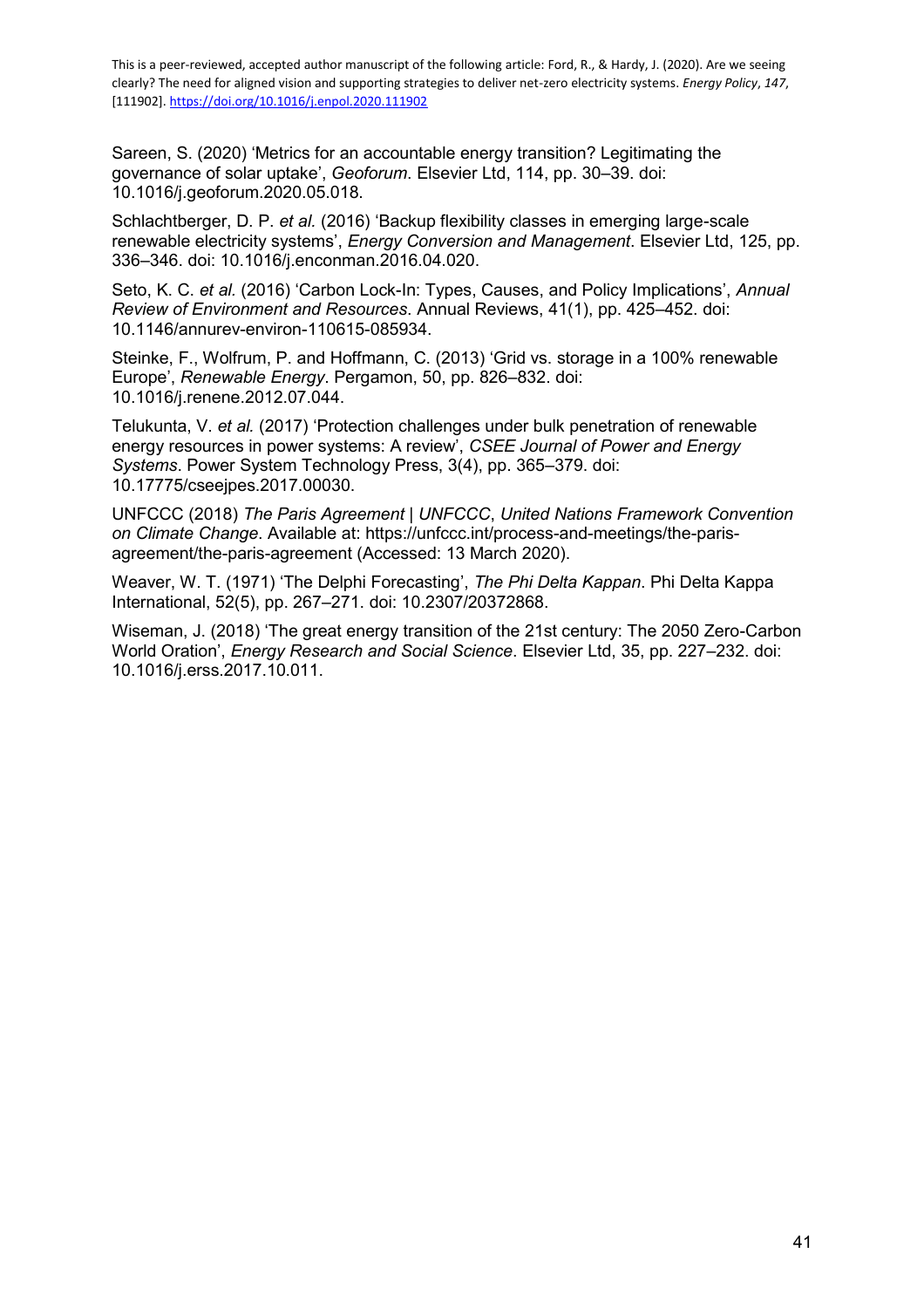Sareen, S. (2020) 'Metrics for an accountable energy transition? Legitimating the governance of solar uptake', *Geoforum*. Elsevier Ltd, 114, pp. 30–39. doi: 10.1016/j.geoforum.2020.05.018.

Schlachtberger, D. P. *et al.* (2016) 'Backup flexibility classes in emerging large-scale renewable electricity systems', *Energy Conversion and Management*. Elsevier Ltd, 125, pp. 336–346. doi: 10.1016/j.enconman.2016.04.020.

Seto, K. C. *et al.* (2016) 'Carbon Lock-In: Types, Causes, and Policy Implications', *Annual Review of Environment and Resources*. Annual Reviews, 41(1), pp. 425–452. doi: 10.1146/annurev-environ-110615-085934.

Steinke, F., Wolfrum, P. and Hoffmann, C. (2013) 'Grid vs. storage in a 100% renewable Europe', *Renewable Energy*. Pergamon, 50, pp. 826–832. doi: 10.1016/j.renene.2012.07.044.

Telukunta, V. *et al.* (2017) 'Protection challenges under bulk penetration of renewable energy resources in power systems: A review', *CSEE Journal of Power and Energy Systems*. Power System Technology Press, 3(4), pp. 365–379. doi: 10.17775/cseejpes.2017.00030.

UNFCCC (2018) *The Paris Agreement | UNFCCC*, *United Nations Framework Convention on Climate Change*. Available at: https://unfccc.int/process-and-meetings/the-paris-agreement/the-paris-agreement (Accessed: 13 March 2020).

Weaver, W. T. (1971) 'The Delphi Forecasting', *The Phi Delta Kappan*. Phi Delta Kappa International, 52(5), pp. 267–271. doi: 10.2307/20372868.

Wiseman, J. (2018) 'The great energy transition of the 21st century: The 2050 Zero-Carbon World Oration', *Energy Research and Social Science*. Elsevier Ltd, 35, pp. 227–232. doi: 10.1016/j.erss.2017.10.011.